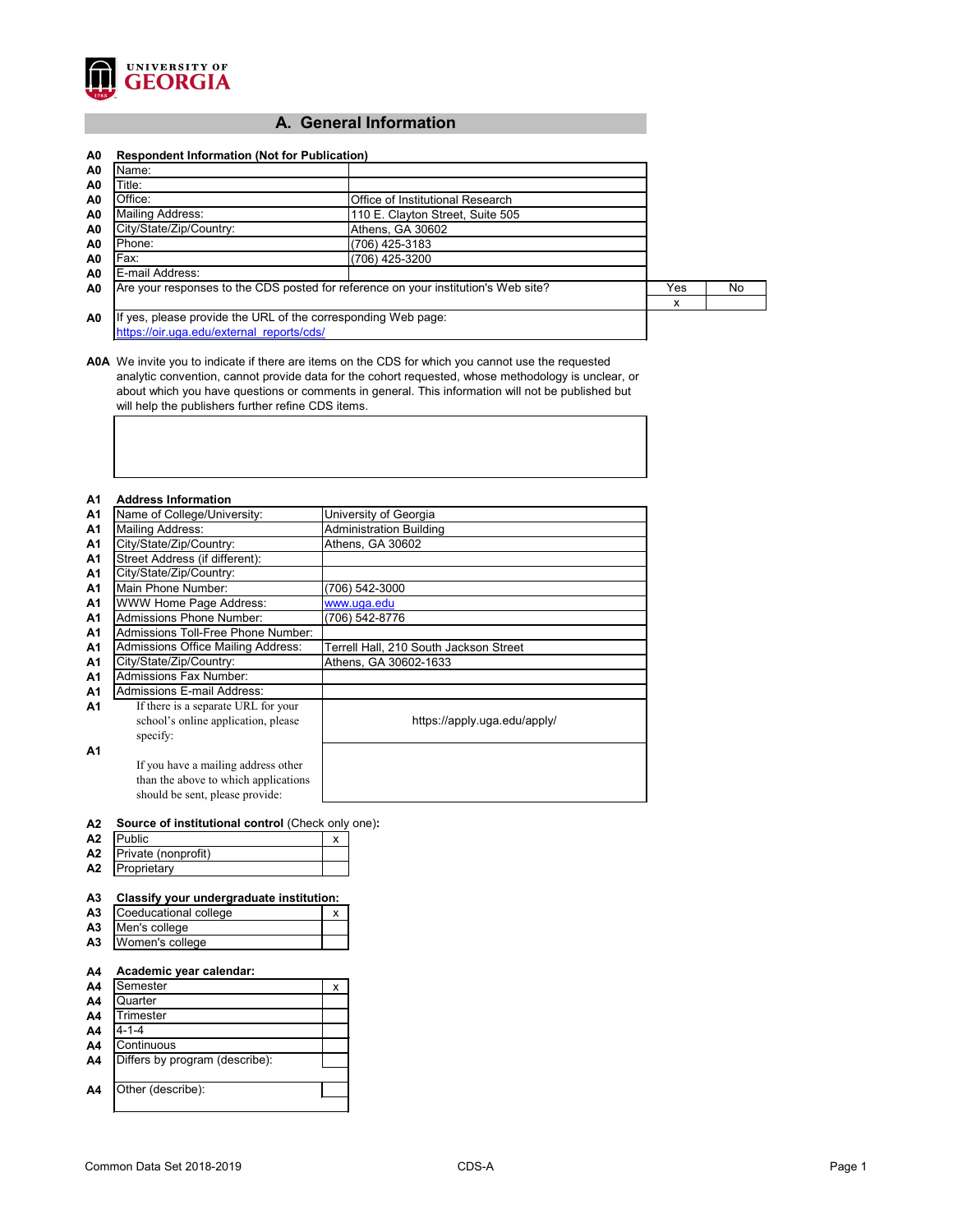UNIVERSITY OF GEORGIA

## A. General Information

**A0 Respondent Information (Not for Publication)**

| | | |
|---|---|---|
| A0 | Name: | |
| A0 | Title: | |
| A0 | Office: | Office of Institutional Research |
| A0 | Mailing Address: | 110 E. Clayton Street, Suite 505 |
| A0 | City/State/Zip/Country: | Athens, GA 30602 |
| A0 | Phone: | (706) 425-3183 |
| A0 | Fax: | (706) 425-3200 |
| A0 | E-mail Address: | |

| | | Yes | No |
|---|---|---|---|
| A0 | Are your responses to the CDS posted for reference on your institution's Web site? | x | |

A0 If yes, please provide the URL of the corresponding Web page:
https://oir.uga.edu/external_reports/cds/

A0A We invite you to indicate if there are items on the CDS for which you cannot use the requested analytic convention, cannot provide data for the cohort requested, whose methodology is unclear, or about which you have questions or comments in general. This information will not be published but will help the publishers further refine CDS items.

**A1 Address Information**

| | | |
|---|---|---|
| A1 | Name of College/University: | University of Georgia |
| A1 | Mailing Address: | Administration Building |
| A1 | City/State/Zip/Country: | Athens, GA 30602 |
| A1 | Street Address (if different): | |
| A1 | City/State/Zip/Country: | |
| A1 | Main Phone Number: | (706) 542-3000 |
| A1 | WWW Home Page Address: | www.uga.edu |
| A1 | Admissions Phone Number: | (706) 542-8776 |
| A1 | Admissions Toll-Free Phone Number: | |
| A1 | Admissions Office Mailing Address: | Terrell Hall, 210 South Jackson Street |
| A1 | City/State/Zip/Country: | Athens, GA 30602-1633 |
| A1 | Admissions Fax Number: | |
| A1 | Admissions E-mail Address: | |
| A1 | If there is a separate URL for your school's online application, please specify: | https://apply.uga.edu/apply/ |
| A1 | If you have a mailing address other than the above to which applications should be sent, please provide: | |

**A2 Source of institutional control** (Check only one):

| | | |
|---|---|---|
| A2 | Public | x |
| A2 | Private (nonprofit) | |
| A2 | Proprietary | |

**A3 Classify your undergraduate institution:**

| | | |
|---|---|---|
| A3 | Coeducational college | x |
| A3 | Men's college | |
| A3 | Women's college | |

**A4 Academic year calendar:**

| | | |
|---|---|---|
| A4 | Semester | x |
| A4 | Quarter | |
| A4 | Trimester | |
| A4 | 4-1-4 | |
| A4 | Continuous | |
| A4 | Differs by program (describe): | |
| A4 | Other (describe): | |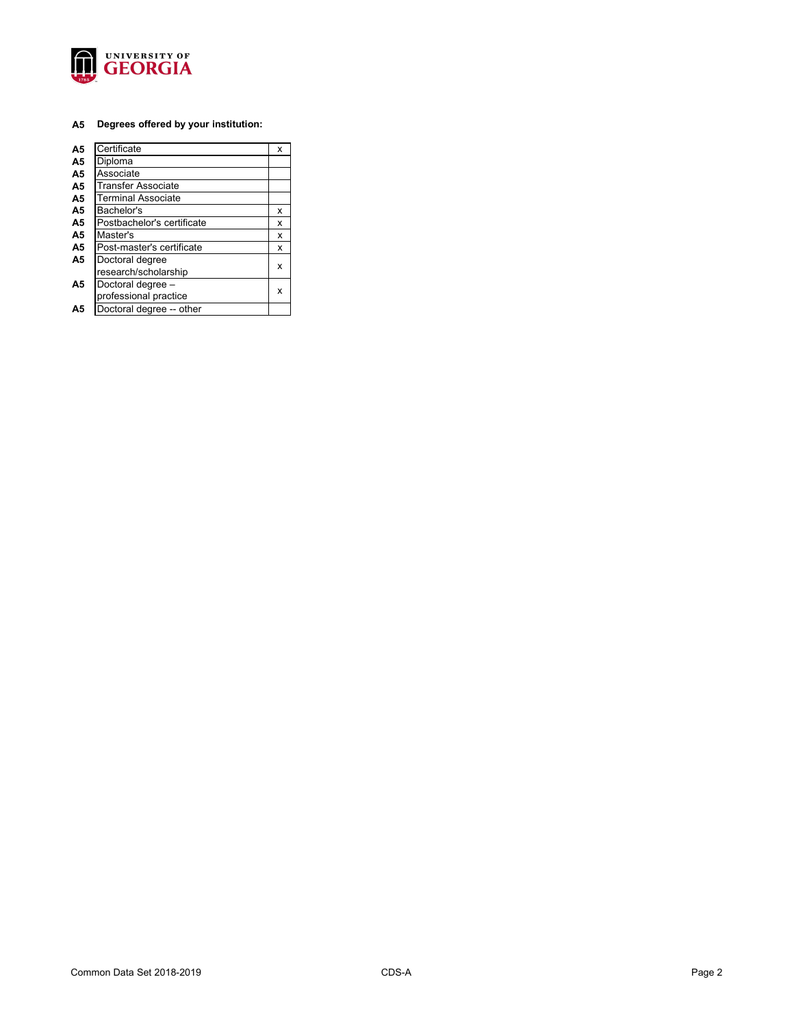**A5 Degrees offered by your institution:**

| | | |
|---|---|---|
| A5 | Certificate | x |
| A5 | Diploma | |
| A5 | Associate | |
| A5 | Transfer Associate | |
| A5 | Terminal Associate | |
| A5 | Bachelor's | x |
| A5 | Postbachelor's certificate | x |
| A5 | Master's | x |
| A5 | Post-master's certificate | x |
| A5 | Doctoral degree research/scholarship | x |
| A5 | Doctoral degree – professional practice | x |
| A5 | Doctoral degree -- other | |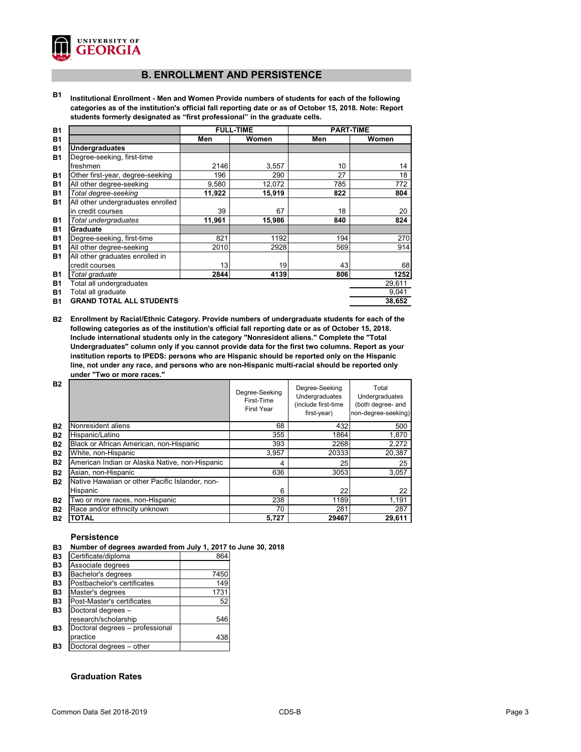## B. ENROLLMENT AND PERSISTENCE

**B1 Institutional Enrollment - Men and Women Provide numbers of students for each of the following categories as of the institution's official fall reporting date or as of October 15, 2018. Note: Report students formerly designated as "first professional" in the graduate cells.**

| | FULL-TIME | | PART-TIME | |
|---|---|---|---|---|
| | Men | Women | Men | Women |
| **Undergraduates** | | | | |
| Degree-seeking, first-time freshmen | 2146 | 3,557 | 10 | 14 |
| Other first-year, degree-seeking | 196 | 290 | 27 | 18 |
| All other degree-seeking | 9,580 | 12,072 | 785 | 772 |
| *Total degree-seeking* | **11,922** | **15,919** | **822** | **804** |
| All other undergraduates enrolled in credit courses | 39 | 67 | 18 | 20 |
| *Total undergraduates* | **11,961** | **15,986** | **840** | **824** |
| **Graduate** | | | | |
| Degree-seeking, first-time | 821 | 1192 | 194 | 270 |
| All other degree-seeking | 2010 | 2928 | 569 | 914 |
| All other graduates enrolled in credit courses | 13 | 19 | 43 | 68 |
| *Total graduate* | **2844** | **4139** | **806** | **1252** |
| Total all undergraduates | | | | 29,611 |
| Total all graduate | | | | 9,041 |
| **GRAND TOTAL ALL STUDENTS** | | | | 38,652 |

**B2 Enrollment by Racial/Ethnic Category. Provide numbers of undergraduate students for each of the following categories as of the institution's official fall reporting date or as of October 15, 2018. Include international students only in the category "Nonresident aliens." Complete the "Total Undergraduates" column only if you cannot provide data for the first two columns. Report as your institution reports to IPEDS: persons who are Hispanic should be reported only on the Hispanic line, not under any race, and persons who are non-Hispanic multi-racial should be reported only under "Two or more races."**

| | Degree-Seeking First-Time First Year | Degree-Seeking Undergraduates (include first-time first-year) | Total Undergraduates (both degree- and non-degree-seeking) |
|---|---|---|---|
| Nonresident aliens | 68 | 432 | 500 |
| Hispanic/Latino | 355 | 1864 | 1,870 |
| Black or African American, non-Hispanic | 393 | 2268 | 2,272 |
| White, non-Hispanic | 3,957 | 20333 | 20,387 |
| American Indian or Alaska Native, non-Hispanic | 4 | 25 | 25 |
| Asian, non-Hispanic | 636 | 3053 | 3,057 |
| Native Hawaiian or other Pacific Islander, non-Hispanic | 6 | 22 | 22 |
| Two or more races, non-Hispanic | 238 | 1189 | 1,191 |
| Race and/or ethnicity unknown | 70 | 281 | 287 |
| **TOTAL** | **5,727** | **29467** | **29,611** |

### Persistence

**B3 Number of degrees awarded from July 1, 2017 to June 30, 2018**

| | |
|---|---|
| Certificate/diploma | 864 |
| Associate degrees | |
| Bachelor's degrees | 7450 |
| Postbachelor's certificates | 149 |
| Master's degrees | 1731 |
| Post-Master's certificates | 52 |
| Doctoral degrees – research/scholarship | 546 |
| Doctoral degrees – professional practice | 438 |
| Doctoral degrees – other | |

### Graduation Rates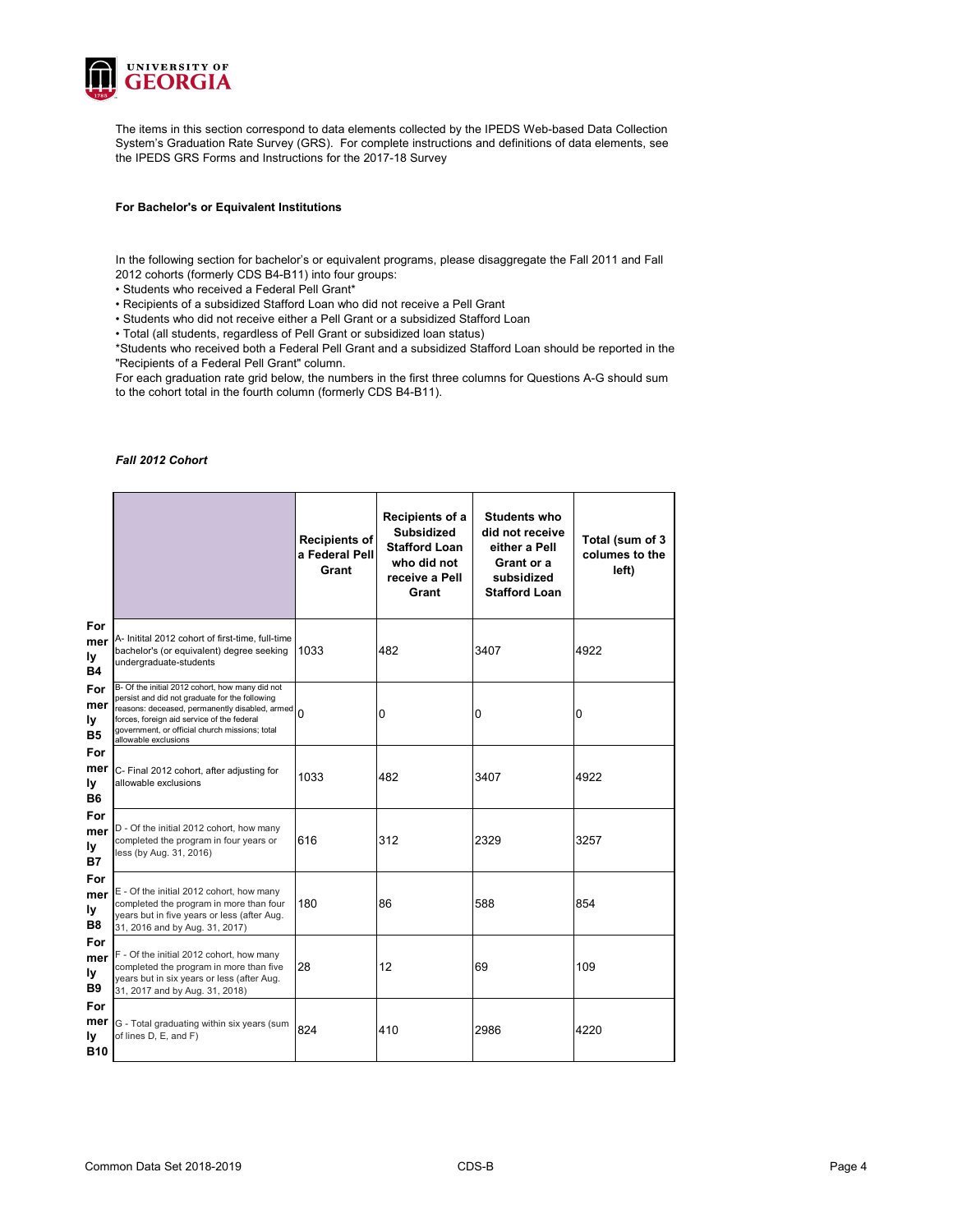The items in this section correspond to data elements collected by the IPEDS Web-based Data Collection System's Graduation Rate Survey (GRS). For complete instructions and definitions of data elements, see the IPEDS GRS Forms and Instructions for the 2017-18 Survey

**For Bachelor's or Equivalent Institutions**

In the following section for bachelor's or equivalent programs, please disaggregate the Fall 2011 and Fall 2012 cohorts (formerly CDS B4-B11) into four groups:

- Students who received a Federal Pell Grant*
- Recipients of a subsidized Stafford Loan who did not receive a Pell Grant
- Students who did not receive either a Pell Grant or a subsidized Stafford Loan
- Total (all students, regardless of Pell Grant or subsidized loan status)

*Students who received both a Federal Pell Grant and a subsidized Stafford Loan should be reported in the "Recipients of a Federal Pell Grant" column.

For each graduation rate grid below, the numbers in the first three columns for Questions A-G should sum to the cohort total in the fourth column (formerly CDS B4-B11).

***Fall 2012 Cohort***

| | | Recipients of a Federal Pell Grant | Recipients of a Subsidized Stafford Loan who did not receive a Pell Grant | Students who did not receive either a Pell Grant or a subsidized Stafford Loan | Total (sum of 3 columes to the left) |
|---|---|---|---|---|---|
| Formerly B4 | A- Initital 2012 cohort of first-time, full-time bachelor's (or equivalent) degree seeking undergraduate-students | 1033 | 482 | 3407 | 4922 |
| Formerly B5 | B- Of the initial 2012 cohort, how many did not persist and did not graduate for the following reasons: deceased, permanently disabled, armed forces, foreign aid service of the federal government, or official church missions; total allowable exclusions | 0 | 0 | 0 | 0 |
| Formerly B6 | C- Final 2012 cohort, after adjusting for allowable exclusions | 1033 | 482 | 3407 | 4922 |
| Formerly B7 | D - Of the initial 2012 cohort, how many completed the program in four years or less (by Aug. 31, 2016) | 616 | 312 | 2329 | 3257 |
| Formerly B8 | E - Of the initial 2012 cohort, how many completed the program in more than four years but in five years or less (after Aug. 31, 2016 and by Aug. 31, 2017) | 180 | 86 | 588 | 854 |
| Formerly B9 | F - Of the initial 2012 cohort, how many completed the program in more than five years but in six years or less (after Aug. 31, 2017 and by Aug. 31, 2018) | 28 | 12 | 69 | 109 |
| Formerly B10 | G - Total graduating within six years (sum of lines D, E, and F) | 824 | 410 | 2986 | 4220 |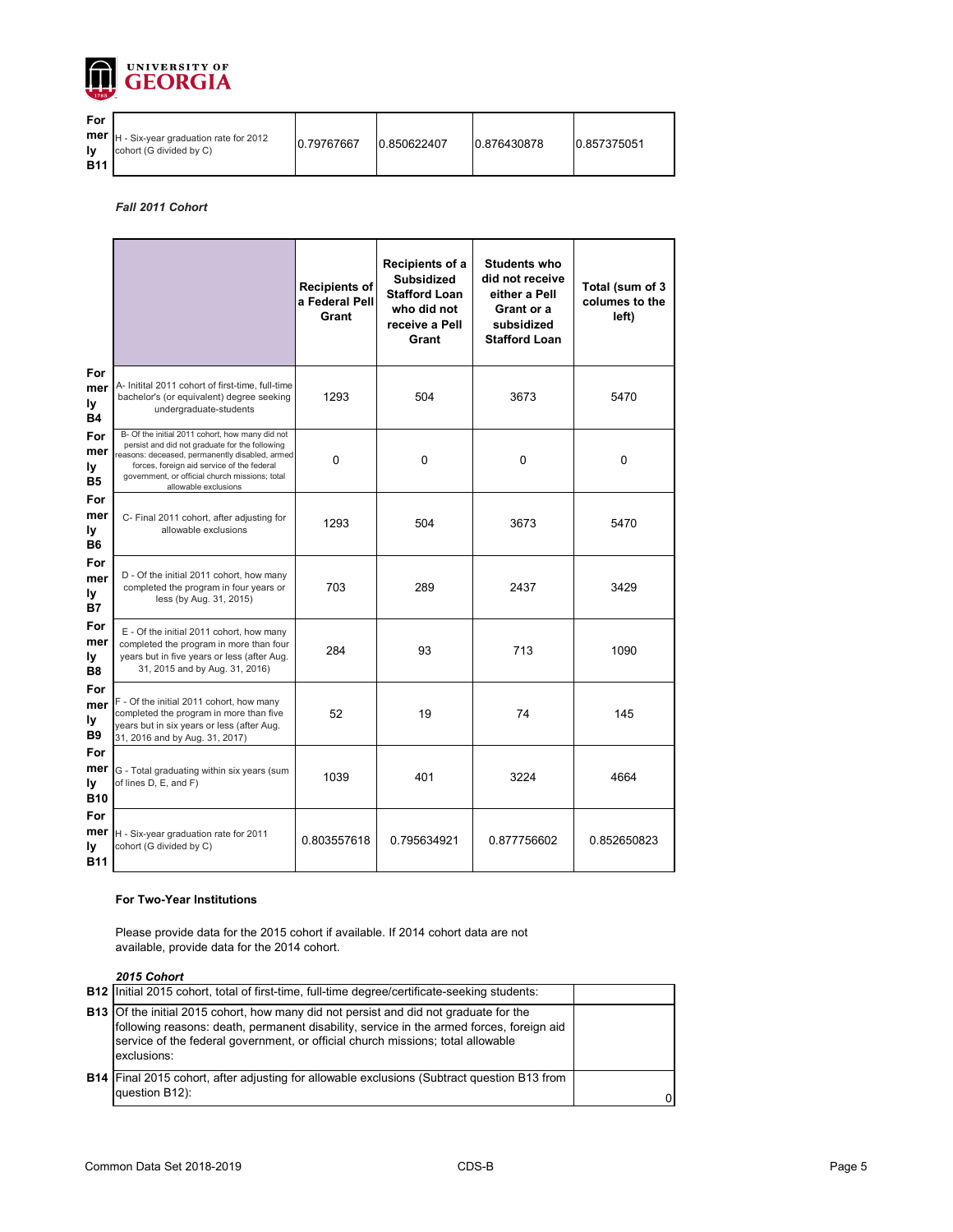| | | | | | |
|---|---|---|---|---|---|
| Formerly B11 | H - Six-year graduation rate for 2012 cohort (G divided by C) | 0.79767667 | 0.850622407 | 0.876430878 | 0.857375051 |

*Fall 2011 Cohort*

| | | Recipients of a Federal Pell Grant | Recipients of a Subsidized Stafford Loan who did not receive a Pell Grant | Students who did not receive either a Pell Grant or a subsidized Stafford Loan | Total (sum of 3 columes to the left) |
|---|---|---|---|---|---|
| Formerly B4 | A- Intitial 2011 cohort of first-time, full-time bachelor's (or equivalent) degree seeking undergraduate-students | 1293 | 504 | 3673 | 5470 |
| Formerly B5 | B- Of the initial 2011 cohort, how many did not persist and did not graduate for the following reasons: deceased, permanently disabled, armed forces, foreign aid service of the federal government, or official church missions; total allowable exclusions | 0 | 0 | 0 | 0 |
| Formerly B6 | C- Final 2011 cohort, after adjusting for allowable exclusions | 1293 | 504 | 3673 | 5470 |
| Formerly B7 | D - Of the initial 2011 cohort, how many completed the program in four years or less (by Aug. 31, 2015) | 703 | 289 | 2437 | 3429 |
| Formerly B8 | E - Of the initial 2011 cohort, how many completed the program in more than four years but in five years or less (after Aug. 31, 2015 and by Aug. 31, 2016) | 284 | 93 | 713 | 1090 |
| Formerly B9 | F - Of the initial 2011 cohort, how many completed the program in more than five years but in six years or less (after Aug. 31, 2016 and by Aug. 31, 2017) | 52 | 19 | 74 | 145 |
| Formerly B10 | G - Total graduating within six years (sum of lines D, E, and F) | 1039 | 401 | 3224 | 4664 |
| Formerly B11 | H - Six-year graduation rate for 2011 cohort (G divided by C) | 0.803557618 | 0.795634921 | 0.877756602 | 0.852650823 |

**For Two-Year Institutions**

Please provide data for the 2015 cohort if available. If 2014 cohort data are not available, provide data for the 2014 cohort.

*2015 Cohort*

| | | |
|---|---|---|
| B12 | Initial 2015 cohort, total of first-time, full-time degree/certificate-seeking students: | |
| B13 | Of the initial 2015 cohort, how many did not persist and did not graduate for the following reasons: death, permanent disability, service in the armed forces, foreign aid service of the federal government, or official church missions; total allowable exclusions: | |
| B14 | Final 2015 cohort, after adjusting for allowable exclusions (Subtract question B13 from question B12): | 0 |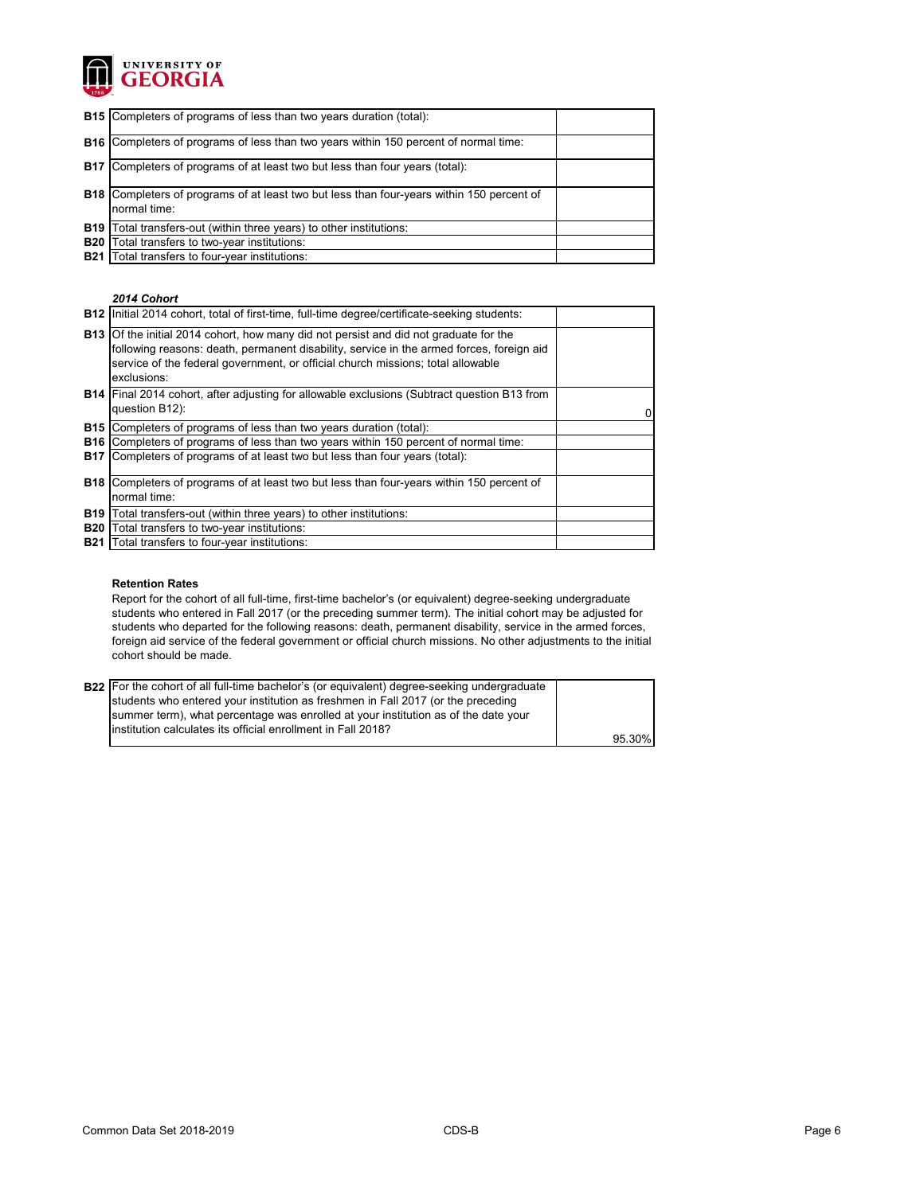| | | |
|---|---|---|
| **B15** | Completers of programs of less than two years duration (total): | |
| **B16** | Completers of programs of less than two years within 150 percent of normal time: | |
| **B17** | Completers of programs of at least two but less than four years (total): | |
| **B18** | Completers of programs of at least two but less than four-years within 150 percent of normal time: | |
| **B19** | Total transfers-out (within three years) to other institutions: | |
| **B20** | Total transfers to two-year institutions: | |
| **B21** | Total transfers to four-year institutions: | |

***2014 Cohort***

| | | |
|---|---|---|
| **B12** | Initial 2014 cohort, total of first-time, full-time degree/certificate-seeking students: | |
| **B13** | Of the initial 2014 cohort, how many did not persist and did not graduate for the following reasons: death, permanent disability, service in the armed forces, foreign aid service of the federal government, or official church missions; total allowable exclusions: | |
| **B14** | Final 2014 cohort, after adjusting for allowable exclusions (Subtract question B13 from question B12): | 0 |
| **B15** | Completers of programs of less than two years duration (total): | |
| **B16** | Completers of programs of less than two years within 150 percent of normal time: | |
| **B17** | Completers of programs of at least two but less than four years (total): | |
| **B18** | Completers of programs of at least two but less than four-years within 150 percent of normal time: | |
| **B19** | Total transfers-out (within three years) to other institutions: | |
| **B20** | Total transfers to two-year institutions: | |
| **B21** | Total transfers to four-year institutions: | |

**Retention Rates**

Report for the cohort of all full-time, first-time bachelor's (or equivalent) degree-seeking undergraduate students who entered in Fall 2017 (or the preceding summer term). The initial cohort may be adjusted for students who departed for the following reasons: death, permanent disability, service in the armed forces, foreign aid service of the federal government or official church missions. No other adjustments to the initial cohort should be made.

| | | |
|---|---|---|
| **B22** | For the cohort of all full-time bachelor's (or equivalent) degree-seeking undergraduate students who entered your institution as freshmen in Fall 2017 (or the preceding summer term), what percentage was enrolled at your institution as of the date your institution calculates its official enrollment in Fall 2018? | 95.30% |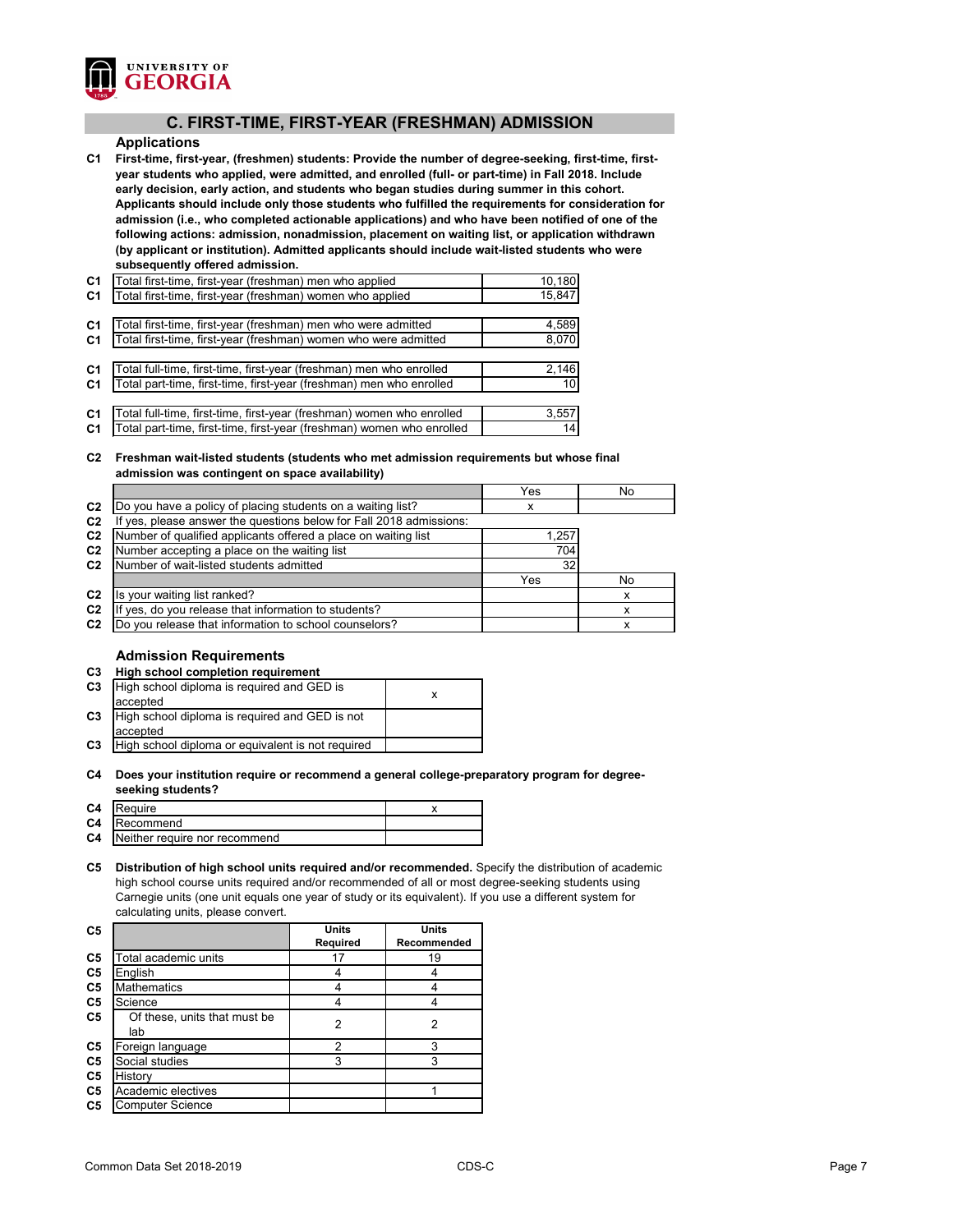## C. FIRST-TIME, FIRST-YEAR (FRESHMAN) ADMISSION

### Applications

**C1 First-time, first-year, (freshmen) students: Provide the number of degree-seeking, first-time, first-year students who applied, were admitted, and enrolled (full- or part-time) in Fall 2018. Include early decision, early action, and students who began studies during summer in this cohort. Applicants should include only those students who fulfilled the requirements for consideration for admission (i.e., who completed actionable applications) and who have been notified of one of the following actions: admission, nonadmission, placement on waiting list, or application withdrawn (by applicant or institution). Admitted applicants should include wait-listed students who were subsequently offered admission.**

| | | |
|---|---|---|
| C1 | Total first-time, first-year (freshman) men who applied | 10,180 |
| C1 | Total first-time, first-year (freshman) women who applied | 15,847 |
| C1 | Total first-time, first-year (freshman) men who were admitted | 4,589 |
| C1 | Total first-time, first-year (freshman) women who were admitted | 8,070 |
| C1 | Total full-time, first-time, first-year (freshman) men who enrolled | 2,146 |
| C1 | Total part-time, first-time, first-year (freshman) men who enrolled | 10 |
| C1 | Total full-time, first-time, first-year (freshman) women who enrolled | 3,557 |
| C1 | Total part-time, first-time, first-year (freshman) women who enrolled | 14 |

**C2 Freshman wait-listed students (students who met admission requirements but whose final admission was contingent on space availability)**

| | | Yes | No |
|---|---|---|---|
| C2 | Do you have a policy of placing students on a waiting list? | x | |
| C2 | If yes, please answer the questions below for Fall 2018 admissions: | | |
| C2 | Number of qualified applicants offered a place on waiting list | 1,257 | |
| C2 | Number accepting a place on the waiting list | 704 | |
| C2 | Number of wait-listed students admitted | 32 | |

| | | Yes | No |
|---|---|---|---|
| C2 | Is your waiting list ranked? | | x |
| C2 | If yes, do you release that information to students? | | x |
| C2 | Do you release that information to school counselors? | | x |

### Admission Requirements

**C3 High school completion requirement**

| | | |
|---|---|---|
| C3 | High school diploma is required and GED is accepted | x |
| C3 | High school diploma is required and GED is not accepted | |
| C3 | High school diploma or equivalent is not required | |

**C4 Does your institution require or recommend a general college-preparatory program for degree-seeking students?**

| | | |
|---|---|---|
| C4 | Require | x |
| C4 | Recommend | |
| C4 | Neither require nor recommend | |

**C5 Distribution of high school units required and/or recommended.** Specify the distribution of academic high school course units required and/or recommended of all or most degree-seeking students using Carnegie units (one unit equals one year of study or its equivalent). If you use a different system for calculating units, please convert.

| C5 | | Units Required | Units Recommended |
|---|---|---|---|
| C5 | Total academic units | 17 | 19 |
| C5 | English | 4 | 4 |
| C5 | Mathematics | 4 | 4 |
| C5 | Science | 4 | 4 |
| C5 | Of these, units that must be lab | 2 | 2 |
| C5 | Foreign language | 2 | 3 |
| C5 | Social studies | 3 | 3 |
| C5 | History | | |
| C5 | Academic electives | | 1 |
| C5 | Computer Science | | |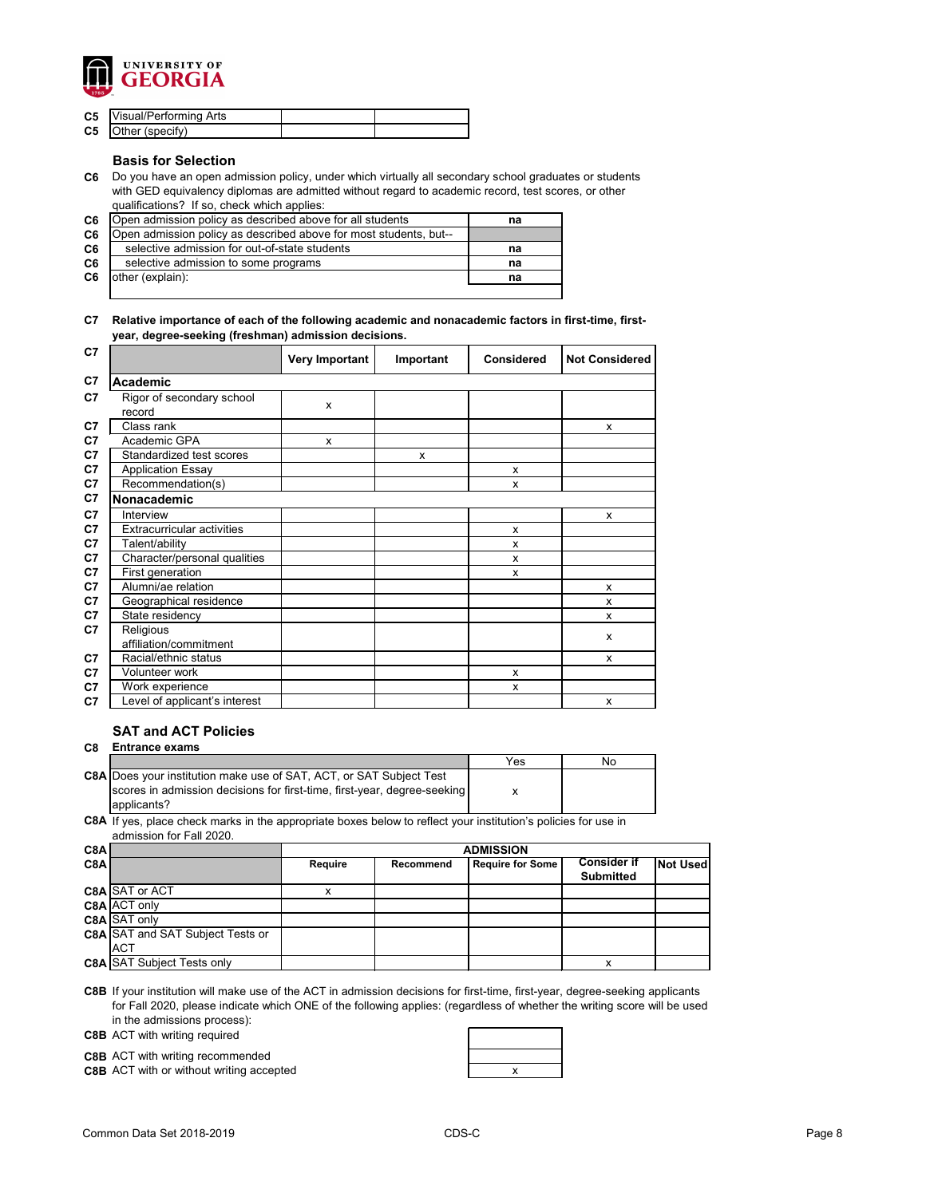| | | | |
|---|---|---|---|
| C5 | Visual/Performing Arts | | |
| C5 | Other (specify) | | |

### Basis for Selection

**C6** Do you have an open admission policy, under which virtually all secondary school graduates or students with GED equivalency diplomas are admitted without regard to academic record, test scores, or other qualifications? If so, check which applies:

| | | |
|---|---|---|
| C6 | Open admission policy as described above for all students | na |
| C6 | Open admission policy as described above for most students, but-- | |
| C6 | selective admission for out-of-state students | na |
| C6 | selective admission to some programs | na |
| C6 | other (explain): | na |

**C7 Relative importance of each of the following academic and nonacademic factors in first-time, first-year, degree-seeking (freshman) admission decisions.**

| | | Very Important | Important | Considered | Not Considered |
|---|---|---|---|---|---|
| C7 | **Academic** | | | | |
| C7 | Rigor of secondary school record | x | | | |
| C7 | Class rank | | | | x |
| C7 | Academic GPA | x | | | |
| C7 | Standardized test scores | | x | | |
| C7 | Application Essay | | | x | |
| C7 | Recommendation(s) | | | x | |
| C7 | **Nonacademic** | | | | |
| C7 | Interview | | | | x |
| C7 | Extracurricular activities | | | x | |
| C7 | Talent/ability | | | x | |
| C7 | Character/personal qualities | | | x | |
| C7 | First generation | | | x | |
| C7 | Alumni/ae relation | | | | x |
| C7 | Geographical residence | | | | x |
| C7 | State residency | | | | x |
| C7 | Religious affiliation/commitment | | | | x |
| C7 | Racial/ethnic status | | | | x |
| C7 | Volunteer work | | | x | |
| C7 | Work experience | | | x | |
| C7 | Level of applicant's interest | | | | x |

### SAT and ACT Policies

**C8 Entrance exams**

| | Yes | No |
|---|---|---|
| **C8A** Does your institution make use of SAT, ACT, or SAT Subject Test scores in admission decisions for first-time, first-year, degree-seeking applicants? | x | |

**C8A** If yes, place check marks in the appropriate boxes below to reflect your institution's policies for use in admission for Fall 2020.

| C8A | ADMISSION | | | | |
|---|---|---|---|---|---|
| C8A | Require | Recommend | Require for Some | Consider if Submitted | Not Used |
| C8A SAT or ACT | x | | | | |
| C8A ACT only | | | | | |
| C8A SAT only | | | | | |
| C8A SAT and SAT Subject Tests or ACT | | | | | |
| C8A SAT Subject Tests only | | | | x | |

**C8B** If your institution will make use of the ACT in admission decisions for first-time, first-year, degree-seeking applicants for Fall 2020, please indicate which ONE of the following applies: (regardless of whether the writing score will be used in the admissions process):

| | |
|---|---|
| **C8B** ACT with writing required | |
| **C8B** ACT with writing recommended | |
| **C8B** ACT with or without writing accepted | x |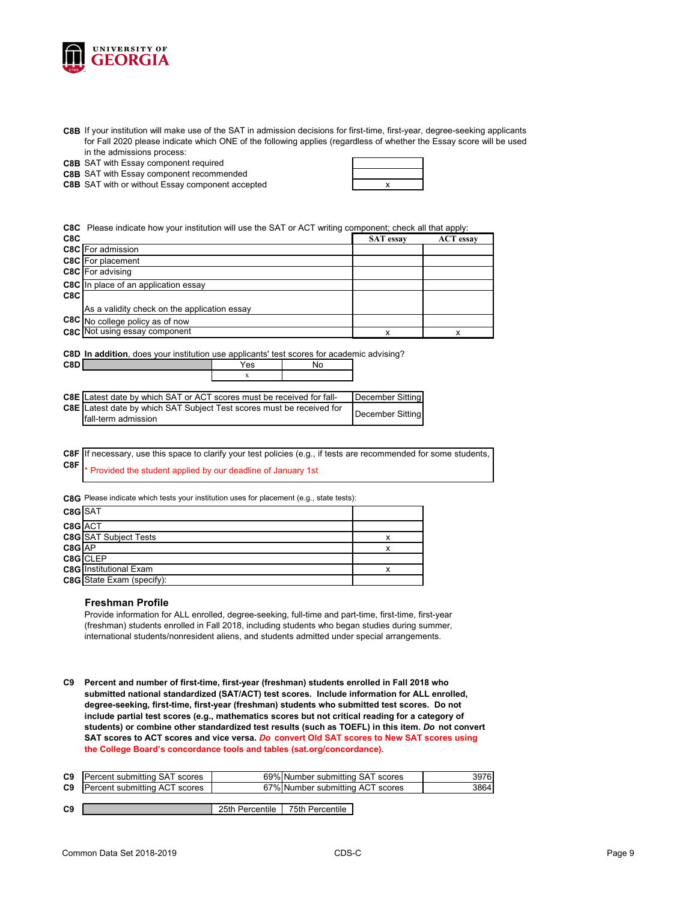**C8B** If your institution will make use of the SAT in admission decisions for first-time, first-year, degree-seeking applicants for Fall 2020 please indicate which ONE of the following applies (regardless of whether the Essay score will be used in the admissions process:

| | | |
|---|---|---|
| C8B | SAT with Essay component required | |
| C8B | SAT with Essay component recommended | |
| C8B | SAT with or without Essay component accepted | x |

**C8C** Please indicate how your institution will use the SAT or ACT writing component; check all that apply:

| C8C | | SAT essay | ACT essay |
|---|---|---|---|
| C8C | For admission | | |
| C8C | For placement | | |
| C8C | For advising | | |
| C8C | In place of an application essay | | |
| C8C | As a validity check on the application essay | | |
| C8C | No college policy as of now | | |
| C8C | Not using essay component | x | x |

**C8D In addition**, does your institution use applicants' test scores for academic advising?

| C8D | | Yes | No |
|---|---|---|---|
| | | x | |

| | | |
|---|---|---|
| C8E | Latest date by which SAT or ACT scores must be received for fall- | December Sitting |
| C8E | Latest date by which SAT Subject Test scores must be received for fall-term admission | December Sitting |

**C8F** If necessary, use this space to clarify your test policies (e.g., if tests are recommended for some students,

**C8F** * Provided the student applied by our deadline of January 1st

**C8G** Please indicate which tests your institution uses for placement (e.g., state tests):

| | | |
|---|---|---|
| C8G | SAT | |
| C8G | ACT | |
| C8G | SAT Subject Tests | x |
| C8G | AP | x |
| C8G | CLEP | |
| C8G | Institutional Exam | x |
| C8G | State Exam (specify): | |

### Freshman Profile

Provide information for ALL enrolled, degree-seeking, full-time and part-time, first-time, first-year (freshman) students enrolled in Fall 2018, including students who began studies during summer, international students/nonresident aliens, and students admitted under special arrangements.

**C9 Percent and number of first-time, first-year (freshman) students enrolled in Fall 2018 who submitted national standardized (SAT/ACT) test scores. Include information for ALL enrolled, degree-seeking, first-time, first-year (freshman) students who submitted test scores. Do not include partial test scores (e.g., mathematics scores but not critical reading for a category of students) or combine other standardized test results (such as TOEFL) in this item. *Do* not convert SAT scores to ACT scores and vice versa. *Do* convert Old SAT scores to New SAT scores using the College Board's concordance tools and tables (sat.org/concordance).**

| | | | | |
|---|---|---|---|---|
| C9 | Percent submitting SAT scores | 69% | Number submitting SAT scores | 3976 |
| C9 | Percent submitting ACT scores | 67% | Number submitting ACT scores | 3864 |

| C9 | | 25th Percentile | 75th Percentile |
|---|---|---|---|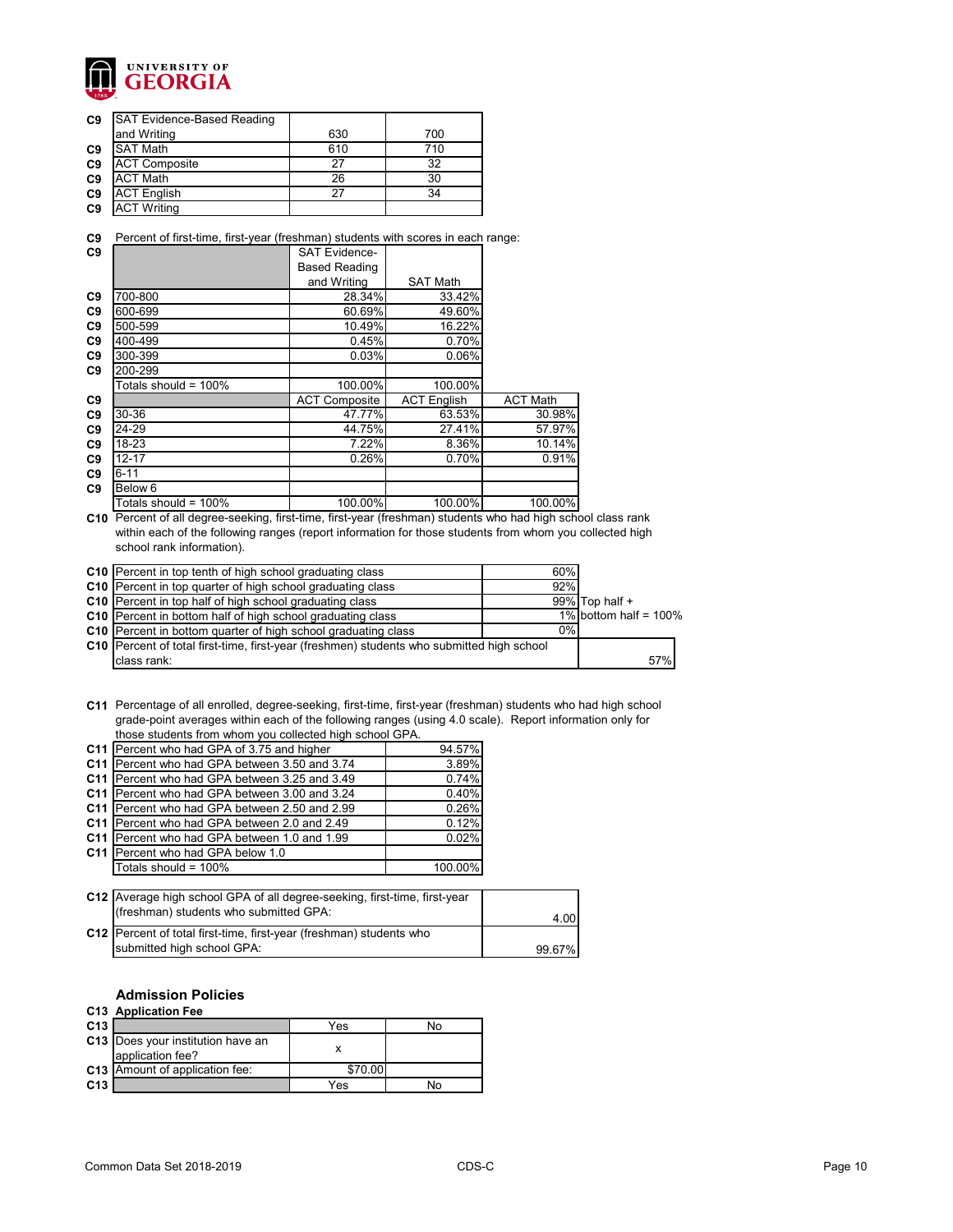| | | | |
|---|---|---|---|
| C9 | SAT Evidence-Based Reading and Writing | 630 | 700 |
| C9 | SAT Math | 610 | 710 |
| C9 | ACT Composite | 27 | 32 |
| C9 | ACT Math | 26 | 30 |
| C9 | ACT English | 27 | 34 |
| C9 | ACT Writing | | |

**C9** Percent of first-time, first-year (freshman) students with scores in each range:

| | | SAT Evidence-Based Reading and Writing | SAT Math |
|---|---|---|---|
| C9 | 700-800 | 28.34% | 33.42% |
| C9 | 600-699 | 60.69% | 49.60% |
| C9 | 500-599 | 10.49% | 16.22% |
| C9 | 400-499 | 0.45% | 0.70% |
| C9 | 300-399 | 0.03% | 0.06% |
| C9 | 200-299 | | |
| | Totals should = 100% | 100.00% | 100.00% |

| | | ACT Composite | ACT English | ACT Math |
|---|---|---|---|---|
| C9 | 30-36 | 47.77% | 63.53% | 30.98% |
| C9 | 24-29 | 44.75% | 27.41% | 57.97% |
| C9 | 18-23 | 7.22% | 8.36% | 10.14% |
| C9 | 12-17 | 0.26% | 0.70% | 0.91% |
| C9 | 6-11 | | | |
| C9 | Below 6 | | | |
| | Totals should = 100% | 100.00% | 100.00% | 100.00% |

**C10** Percent of all degree-seeking, first-time, first-year (freshman) students who had high school class rank within each of the following ranges (report information for those students from whom you collected high school rank information).

| | | | |
|---|---|---|---|
| C10 | Percent in top tenth of high school graduating class | 60% | |
| C10 | Percent in top quarter of high school graduating class | 92% | |
| C10 | Percent in top half of high school graduating class | 99% | Top half + |
| C10 | Percent in bottom half of high school graduating class | 1% | bottom half = 100% |
| C10 | Percent in bottom quarter of high school graduating class | 0% | |
| C10 | Percent of total first-time, first-year (freshmen) students who submitted high school class rank: | | 57% |

**C11** Percentage of all enrolled, degree-seeking, first-time, first-year (freshman) students who had high school grade-point averages within each of the following ranges (using 4.0 scale). Report information only for those students from whom you collected high school GPA.

| | | |
|---|---|---|
| C11 | Percent who had GPA of 3.75 and higher | 94.57% |
| C11 | Percent who had GPA between 3.50 and 3.74 | 3.89% |
| C11 | Percent who had GPA between 3.25 and 3.49 | 0.74% |
| C11 | Percent who had GPA between 3.00 and 3.24 | 0.40% |
| C11 | Percent who had GPA between 2.50 and 2.99 | 0.26% |
| C11 | Percent who had GPA between 2.0 and 2.49 | 0.12% |
| C11 | Percent who had GPA between 1.0 and 1.99 | 0.02% |
| C11 | Percent who had GPA below 1.0 | |
| | Totals should = 100% | 100.00% |

| | | |
|---|---|---|
| C12 | Average high school GPA of all degree-seeking, first-time, first-year (freshman) students who submitted GPA: | 4.00 |
| C12 | Percent of total first-time, first-year (freshman) students who submitted high school GPA: | 99.67% |

## Admission Policies

**C13 Application Fee**

| | | Yes | No |
|---|---|---|---|
| C13 | Does your institution have an application fee? | x | |
| C13 | Amount of application fee: | $70.00 | |
| C13 | | Yes | No |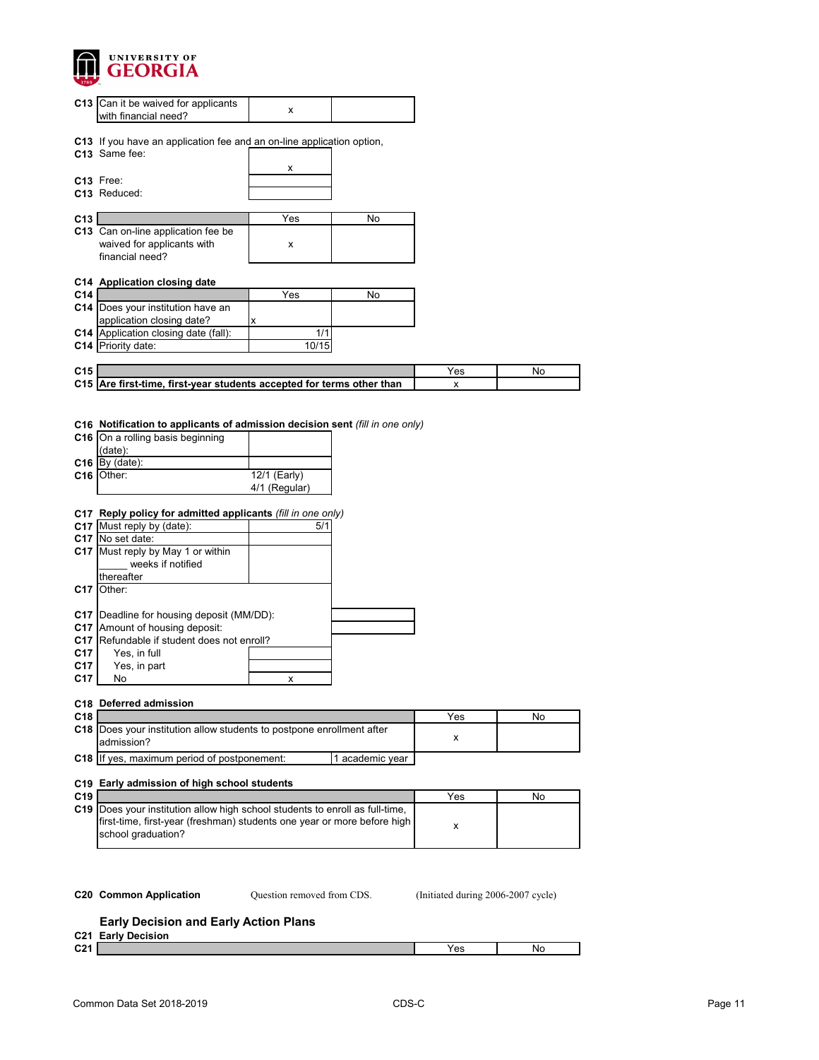| | | | |
|---|---|---|---|
| C13 | Can it be waived for applicants with financial need? | x | |

C13 If you have an application fee and an on-line application option,

| | | |
|---|---|---|
| C13 | Same fee: | x |
| C13 | Free: | |
| C13 | Reduced: | |

| | | Yes | No |
|---|---|---|---|
| C13 | Can on-line application fee be waived for applicants with financial need? | x | |

**C14 Application closing date**

| | | Yes | No |
|---|---|---|---|
| C14 | Does your institution have an application closing date? | x | |
| C14 | Application closing date (fall): | 1/1 | |
| C14 | Priority date: | 10/15 | |

| | | Yes | No |
|---|---|---|---|
| C15 | **Are first-time, first-year students accepted for terms other than** | x | |

**C16 Notification to applicants of admission decision sent** *(fill in one only)*

| | | |
|---|---|---|
| C16 | On a rolling basis beginning (date): | |
| C16 | By (date): | |
| C16 | Other: | 12/1 (Early) 4/1 (Regular) |

**C17 Reply policy for admitted applicants** *(fill in one only)*

| | | |
|---|---|---|
| C17 | Must reply by (date): | 5/1 |
| C17 | No set date: | |
| C17 | Must reply by May 1 or within _____ weeks if notified thereafter | |
| C17 | Other: | |

| | | |
|---|---|---|
| C17 | Deadline for housing deposit (MM/DD): | |
| C17 | Amount of housing deposit: | |
| C17 | Refundable if student does not enroll? | |
| C17 | Yes, in full | |
| C17 | Yes, in part | |
| C17 | No | x |

**C18 Deferred admission**

| | | Yes | No |
|---|---|---|---|
| C18 | Does your institution allow students to postpone enrollment after admission? | x | |
| C18 | If yes, maximum period of postponement: | 1 academic year | |

**C19 Early admission of high school students**

| | | Yes | No |
|---|---|---|---|
| C19 | Does your institution allow high school students to enroll as full-time, first-time, first-year (freshman) students one year or more before high school graduation? | x | |

**C20 Common Application** Question removed from CDS. (Initiated during 2006-2007 cycle)

## Early Decision and Early Action Plans

**C21 Early Decision**

| | | Yes | No |
|---|---|---|---|
| C21 | | | |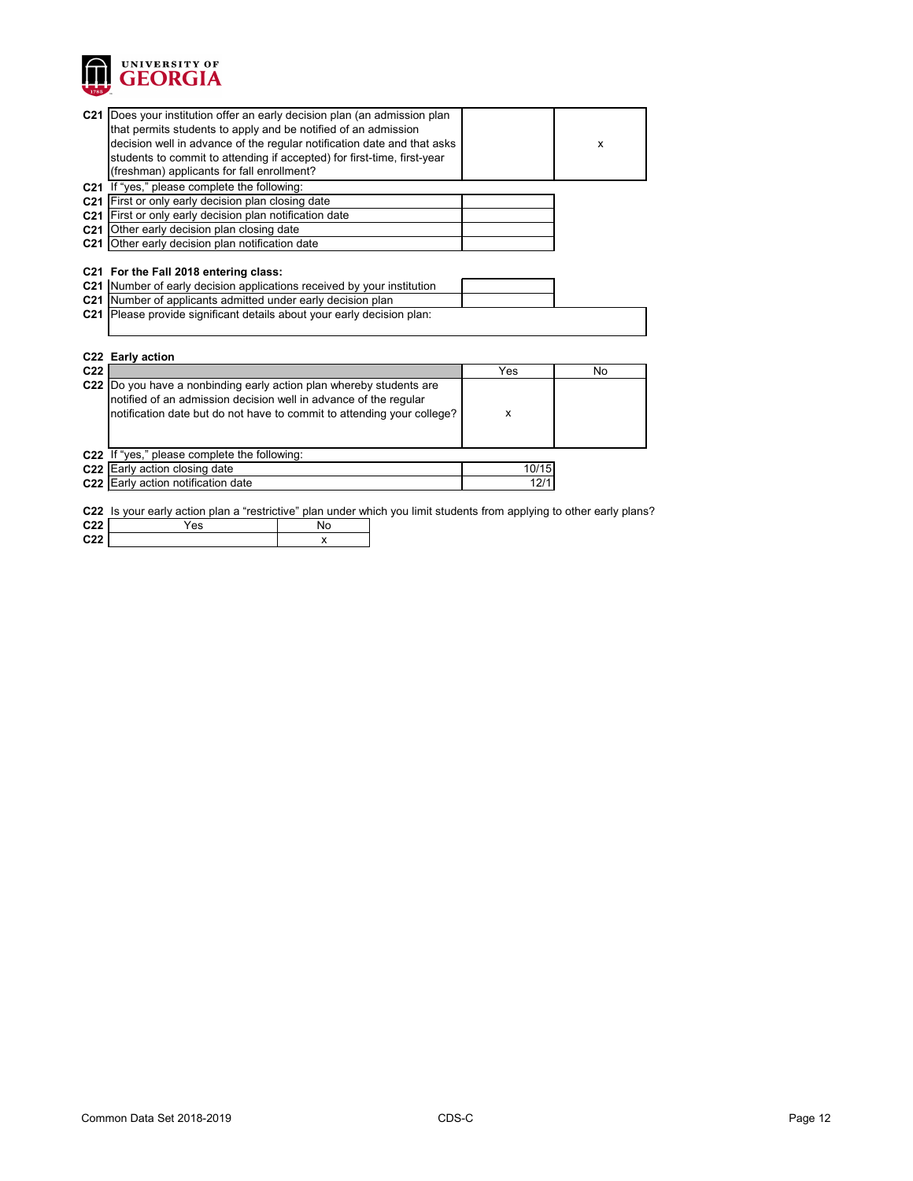| | | Yes | No |
|---|---|---|---|
| C21 | Does your institution offer an early decision plan (an admission plan that permits students to apply and be notified of an admission decision well in advance of the regular notification date and that asks students to commit to attending if accepted) for first-time, first-year (freshman) applicants for fall enrollment? | | x |

C21 If "yes," please complete the following:

| | | |
|---|---|---|
| C21 | First or only early decision plan closing date | |
| C21 | First or only early decision plan notification date | |
| C21 | Other early decision plan closing date | |
| C21 | Other early decision plan notification date | |

**C21 For the Fall 2018 entering class:**

| | | |
|---|---|---|
| C21 | Number of early decision applications received by your institution | |
| C21 | Number of applicants admitted under early decision plan | |
| C21 | Please provide significant details about your early decision plan: | |

**C22 Early action**

| | | Yes | No |
|---|---|---|---|
| C22 | Do you have a nonbinding early action plan whereby students are notified of an admission decision well in advance of the regular notification date but do not have to commit to attending your college? | x | |

C22 If "yes," please complete the following:

| | | |
|---|---|---|
| C22 | Early action closing date | 10/15 |
| C22 | Early action notification date | 12/1 |

C22 Is your early action plan a "restrictive" plan under which you limit students from applying to other early plans?

| | Yes | No |
|---|---|---|
| C22 | | x |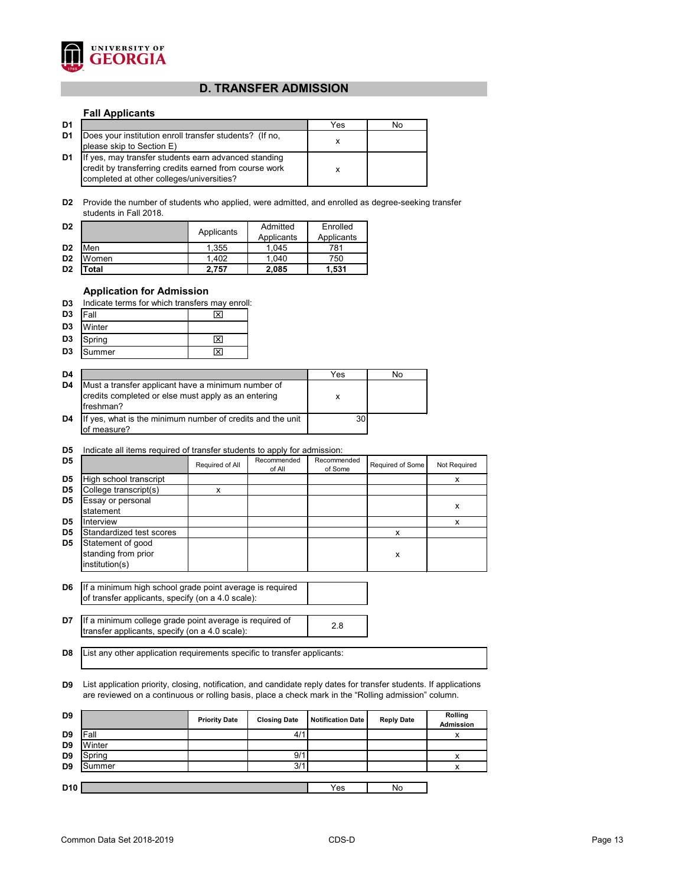# D. TRANSFER ADMISSION

### Fall Applicants

| D1 | | Yes | No |
|---|---|---|---|
| D1 | Does your institution enroll transfer students? (If no, please skip to Section E) | x | |
| D1 | If yes, may transfer students earn advanced standing credit by transferring credits earned from course work completed at other colleges/universities? | x | |

**D2** Provide the number of students who applied, were admitted, and enrolled as degree-seeking transfer students in Fall 2018.

| D2 | | Applicants | Admitted Applicants | Enrolled Applicants |
|---|---|---|---|---|
| D2 | Men | 1,355 | 1,045 | 781 |
| D2 | Women | 1,402 | 1,040 | 750 |
| D2 | **Total** | **2,757** | **2,085** | **1,531** |

### Application for Admission

**D3** Indicate terms for which transfers may enroll:

| D3 | Term | |
|---|---|---|
| D3 | Fall | ☒ |
| D3 | Winter | |
| D3 | Spring | ☒ |
| D3 | Summer | ☒ |

| D4 | | Yes | No |
|---|---|---|---|
| D4 | Must a transfer applicant have a minimum number of credits completed or else must apply as an entering freshman? | x | |
| D4 | If yes, what is the minimum number of credits and the unit of measure? | 30 | |

**D5** Indicate all items required of transfer students to apply for admission:

| D5 | | Required of All | Recommended of All | Recommended of Some | Required of Some | Not Required |
|---|---|---|---|---|---|---|
| D5 | High school transcript | | | | | x |
| D5 | College transcript(s) | x | | | | |
| D5 | Essay or personal statement | | | | | x |
| D5 | Interview | | | | | x |
| D5 | Standardized test scores | | | | x | |
| D5 | Statement of good standing from prior institution(s) | | | | x | |

| D6 | If a minimum high school grade point average is required of transfer applicants, specify (on a 4.0 scale): | |
|---|---|---|

| D7 | If a minimum college grade point average is required of transfer applicants, specify (on a 4.0 scale): | 2.8 |
|---|---|---|

| D8 | List any other application requirements specific to transfer applicants: |
|---|---|

**D9** List application priority, closing, notification, and candidate reply dates for transfer students. If applications are reviewed on a continuous or rolling basis, place a check mark in the "Rolling admission" column.

| D9 | | Priority Date | Closing Date | Notification Date | Reply Date | Rolling Admission |
|---|---|---|---|---|---|---|
| D9 | Fall | | 4/1 | | | x |
| D9 | Winter | | | | | |
| D9 | Spring | | 9/1 | | | x |
| D9 | Summer | | 3/1 | | | x |

| D10 | | Yes | No |
|---|---|---|---|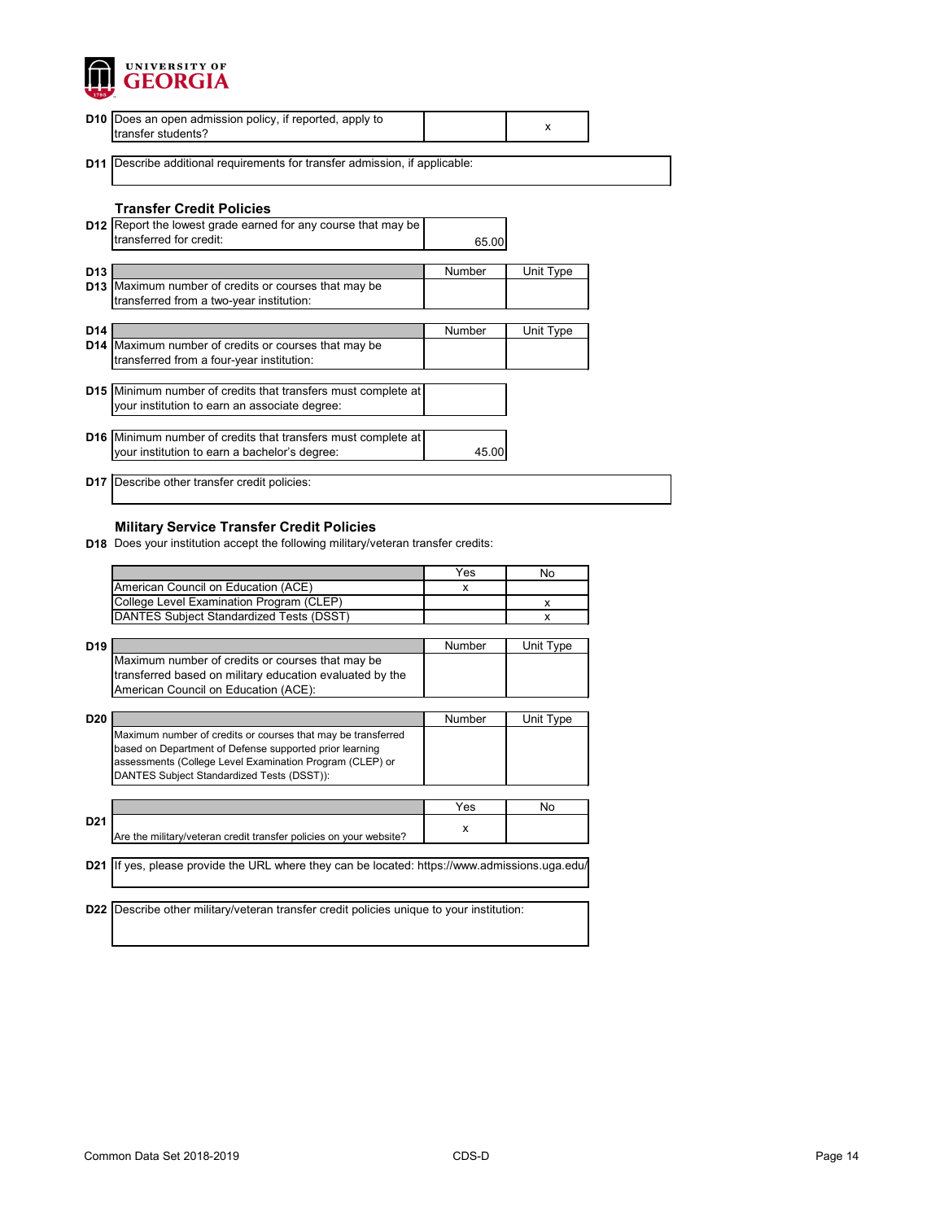| | | | |
|---|---|---|---|
| D10 | Does an open admission policy, if reported, apply to transfer students? | | x |

| | |
|---|---|
| D11 | Describe additional requirements for transfer admission, if applicable: |

### Transfer Credit Policies

| | | |
|---|---|---|
| D12 | Report the lowest grade earned for any course that may be transferred for credit: | 65.00 |

| | | Number | Unit Type |
|---|---|---|---|
| D13 | Maximum number of credits or courses that may be transferred from a two-year institution: | | |

| | | Number | Unit Type |
|---|---|---|---|
| D14 | Maximum number of credits or courses that may be transferred from a four-year institution: | | |

| | | |
|---|---|---|
| D15 | Minimum number of credits that transfers must complete at your institution to earn an associate degree: | |

| | | |
|---|---|---|
| D16 | Minimum number of credits that transfers must complete at your institution to earn a bachelor's degree: | 45.00 |

| | |
|---|---|
| D17 | Describe other transfer credit policies: |

### Military Service Transfer Credit Policies

**D18** Does your institution accept the following military/veteran transfer credits:

| | Yes | No |
|---|---|---|
| American Council on Education (ACE) | x | |
| College Level Examination Program (CLEP) | | x |
| DANTES Subject Standardized Tests (DSST) | | x |

| | | Number | Unit Type |
|---|---|---|---|
| D19 | Maximum number of credits or courses that may be transferred based on military education evaluated by the American Council on Education (ACE): | | |

| | | Number | Unit Type |
|---|---|---|---|
| D20 | Maximum number of credits or courses that may be transferred based on Department of Defense supported prior learning assessments (College Level Examination Program (CLEP) or DANTES Subject Standardized Tests (DSST)): | | |

| | | Yes | No |
|---|---|---|---|
| D21 | Are the military/veteran credit transfer policies on your website? | x | |

| | |
|---|---|
| D21 | If yes, please provide the URL where they can be located: https://www.admissions.uga.edu/ |

| | |
|---|---|
| D22 | Describe other military/veteran transfer credit policies unique to your institution: |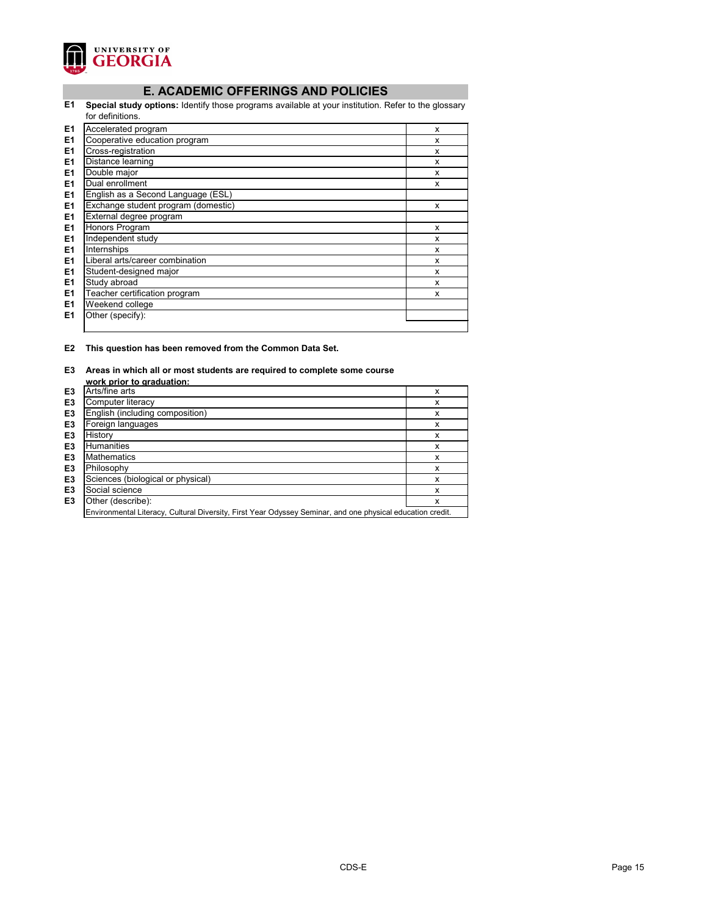## E. ACADEMIC OFFERINGS AND POLICIES

**E1 Special study options:** Identify those programs available at your institution. Refer to the glossary for definitions.

| | | |
|---|---|---|
| E1 | Accelerated program | x |
| E1 | Cooperative education program | x |
| E1 | Cross-registration | x |
| E1 | Distance learning | x |
| E1 | Double major | x |
| E1 | Dual enrollment | x |
| E1 | English as a Second Language (ESL) | |
| E1 | Exchange student program (domestic) | x |
| E1 | External degree program | |
| E1 | Honors Program | x |
| E1 | Independent study | x |
| E1 | Internships | x |
| E1 | Liberal arts/career combination | x |
| E1 | Student-designed major | x |
| E1 | Study abroad | x |
| E1 | Teacher certification program | x |
| E1 | Weekend college | |
| E1 | Other (specify): | |

**E2 This question has been removed from the Common Data Set.**

**E3 Areas in which all or most students are required to complete some course work prior to graduation:**

| | | |
|---|---|---|
| E3 | Arts/fine arts | x |
| E3 | Computer literacy | x |
| E3 | English (including composition) | x |
| E3 | Foreign languages | x |
| E3 | History | x |
| E3 | Humanities | x |
| E3 | Mathematics | x |
| E3 | Philosophy | x |
| E3 | Sciences (biological or physical) | x |
| E3 | Social science | x |
| E3 | Other (describe): | x |
| | Environmental Literacy, Cultural Diversity, First Year Odyssey Seminar, and one physical education credit. | |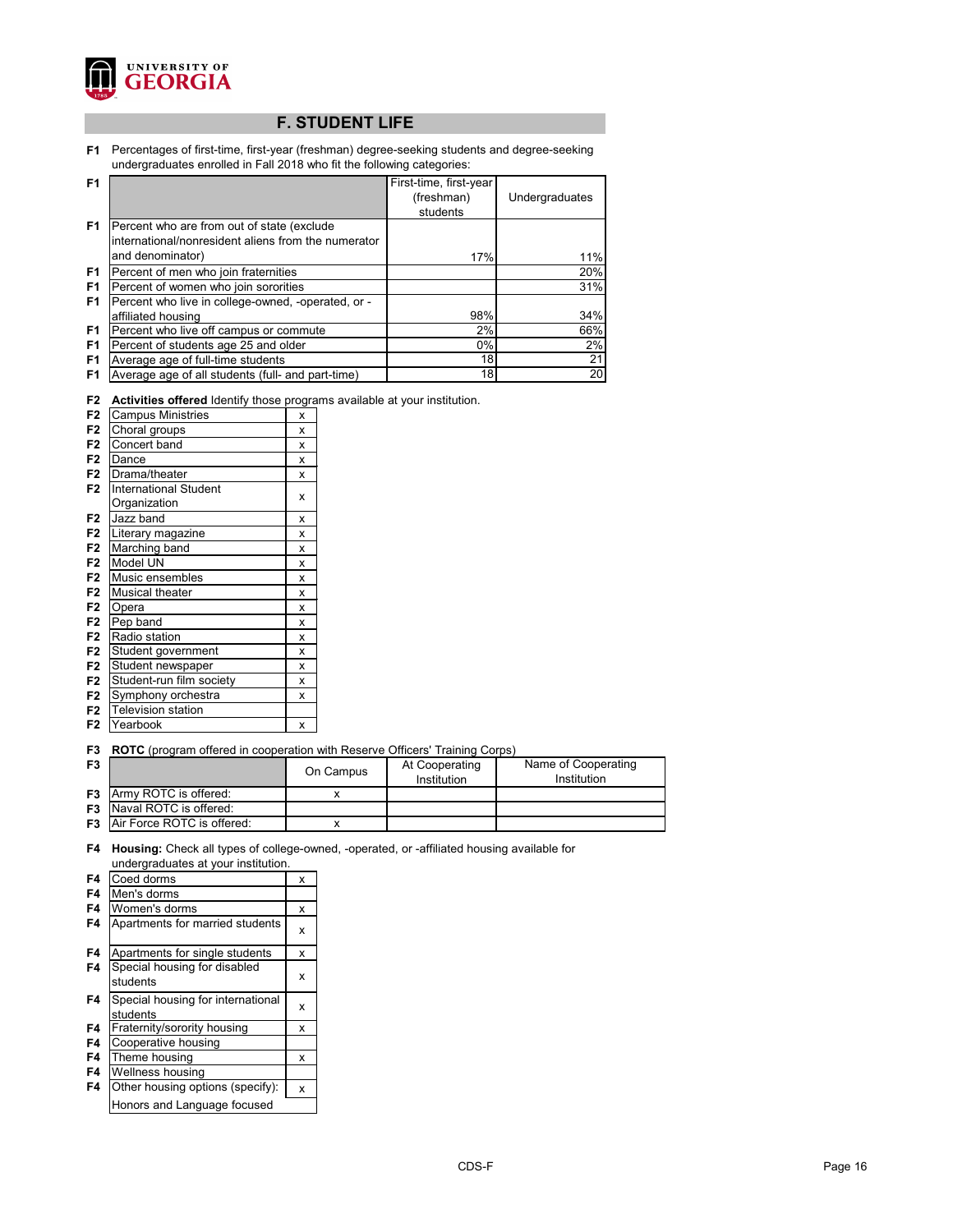## F. STUDENT LIFE

**F1** Percentages of first-time, first-year (freshman) degree-seeking students and degree-seeking undergraduates enrolled in Fall 2018 who fit the following categories:

| | | First-time, first-year (freshman) students | Undergraduates |
|---|---|---|---|
| F1 | Percent who are from out of state (exclude international/nonresident aliens from the numerator and denominator) | 17% | 11% |
| F1 | Percent of men who join fraternities | | 20% |
| F1 | Percent of women who join sororities | | 31% |
| F1 | Percent who live in college-owned, -operated, or -affiliated housing | 98% | 34% |
| F1 | Percent who live off campus or commute | 2% | 66% |
| F1 | Percent of students age 25 and older | 0% | 2% |
| F1 | Average age of full-time students | 18 | 21 |
| F1 | Average age of all students (full- and part-time) | 18 | 20 |

**F2** **Activities offered** Identify those programs available at your institution.

| | Activity | |
|---|---|---|
| F2 | Campus Ministries | x |
| F2 | Choral groups | x |
| F2 | Concert band | x |
| F2 | Dance | x |
| F2 | Drama/theater | x |
| F2 | International Student Organization | x |
| F2 | Jazz band | x |
| F2 | Literary magazine | x |
| F2 | Marching band | x |
| F2 | Model UN | x |
| F2 | Music ensembles | x |
| F2 | Musical theater | x |
| F2 | Opera | x |
| F2 | Pep band | x |
| F2 | Radio station | x |
| F2 | Student government | x |
| F2 | Student newspaper | x |
| F2 | Student-run film society | x |
| F2 | Symphony orchestra | x |
| F2 | Television station | |
| F2 | Yearbook | x |

**F3** **ROTC** (program offered in cooperation with Reserve Officers' Training Corps)

| | | On Campus | At Cooperating Institution | Name of Cooperating Institution |
|---|---|---|---|---|
| F3 | Army ROTC is offered: | x | | |
| F3 | Naval ROTC is offered: | | | |
| F3 | Air Force ROTC is offered: | x | | |

**F4** **Housing:** Check all types of college-owned, -operated, or -affiliated housing available for undergraduates at your institution.

| | Housing | |
|---|---|---|
| F4 | Coed dorms | x |
| F4 | Men's dorms | |
| F4 | Women's dorms | x |
| F4 | Apartments for married students | x |
| F4 | Apartments for single students | x |
| F4 | Special housing for disabled students | x |
| F4 | Special housing for international students | x |
| F4 | Fraternity/sorority housing | x |
| F4 | Cooperative housing | |
| F4 | Theme housing | x |
| F4 | Wellness housing | |
| F4 | Other housing options (specify): | x |
| | Honors and Language focused | |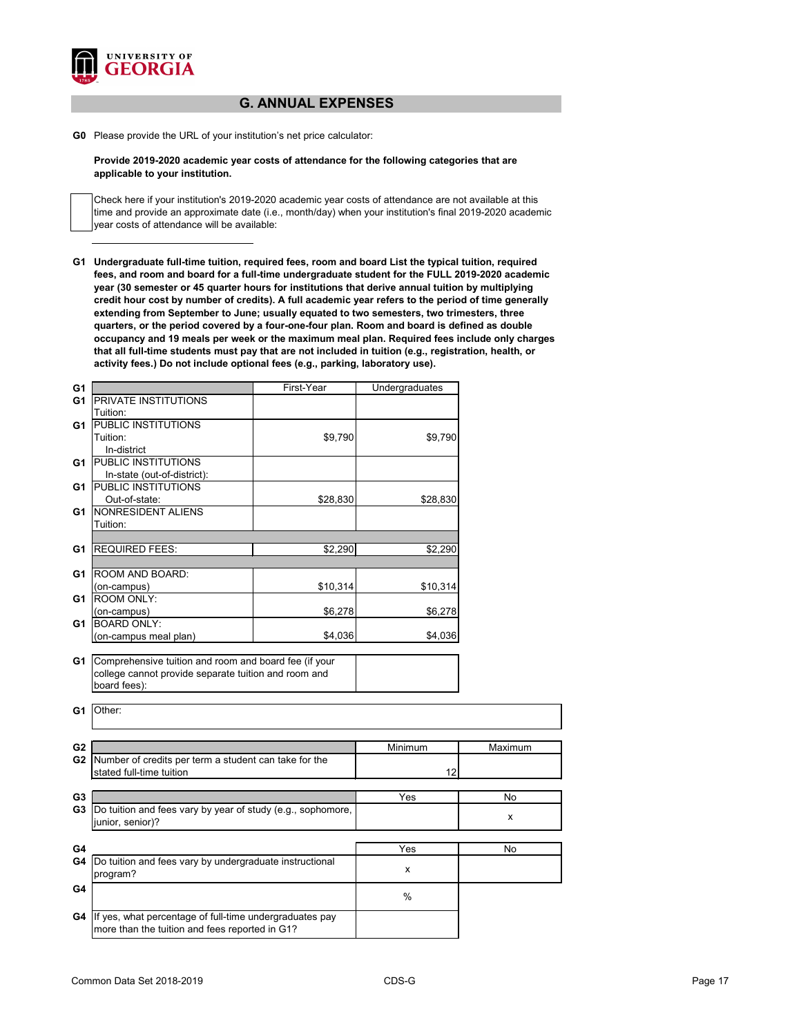# G. ANNUAL EXPENSES

**G0** Please provide the URL of your institution's net price calculator:

**Provide 2019-2020 academic year costs of attendance for the following categories that are applicable to your institution.**

☐ Check here if your institution's 2019-2020 academic year costs of attendance are not available at this time and provide an approximate date (i.e., month/day) when your institution's final 2019-2020 academic year costs of attendance will be available:

**G1 Undergraduate full-time tuition, required fees, room and board List the typical tuition, required fees, and room and board for a full-time undergraduate student for the FULL 2019-2020 academic year (30 semester or 45 quarter hours for institutions that derive annual tuition by multiplying credit hour cost by number of credits). A full academic year refers to the period of time generally extending from September to June; usually equated to two semesters, two trimesters, three quarters, or the period covered by a four-one-four plan. Room and board is defined as double occupancy and 19 meals per week or the maximum meal plan. Required fees include only charges that all full-time students must pay that are not included in tuition (e.g., registration, health, or activity fees.) Do not include optional fees (e.g., parking, laboratory use).**

| G1 | | First-Year | Undergraduates |
|---|---|---|---|
| G1 | PRIVATE INSTITUTIONS Tuition: | | |
| G1 | PUBLIC INSTITUTIONS Tuition: In-district | $9,790 | $9,790 |
| G1 | PUBLIC INSTITUTIONS In-state (out-of-district): | | |
| G1 | PUBLIC INSTITUTIONS Out-of-state: | $28,830 | $28,830 |
| G1 | NONRESIDENT ALIENS Tuition: | | |
| G1 | REQUIRED FEES: | $2,290 | $2,290 |
| G1 | ROOM AND BOARD: (on-campus) | $10,314 | $10,314 |
| G1 | ROOM ONLY: (on-campus) | $6,278 | $6,278 |
| G1 | BOARD ONLY: (on-campus meal plan) | $4,036 | $4,036 |

| G1 | Comprehensive tuition and room and board fee (if your college cannot provide separate tuition and room and board fees): | |
|---|---|---|

| G1 | Other: |
|---|---|

| G2 | | Minimum | Maximum |
|---|---|---|---|
| G2 | Number of credits per term a student can take for the stated full-time tuition | 12 | |

| G3 | | Yes | No |
|---|---|---|---|
| G3 | Do tuition and fees vary by year of study (e.g., sophomore, junior, senior)? | | x |

| G4 | | Yes | No |
|---|---|---|---|
| G4 | Do tuition and fees vary by undergraduate instructional program? | x | |
| G4 | | % | |
| G4 | If yes, what percentage of full-time undergraduates pay more than the tuition and fees reported in G1? | | |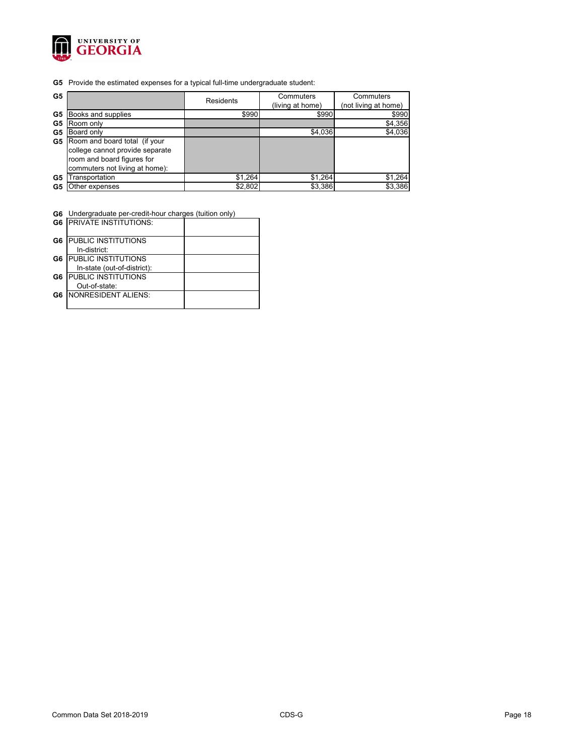**G5** Provide the estimated expenses for a typical full-time undergraduate student:

| G5 | | Residents | Commuters (living at home) | Commuters (not living at home) |
|---|---|---|---|---|
| G5 | Books and supplies | $990 | $990 | $990 |
| G5 | Room only | | | $4,356 |
| G5 | Board only | | $4,036 | $4,036 |
| G5 | Room and board total (if your college cannot provide separate room and board figures for commuters not living at home): | | | |
| G5 | Transportation | $1,264 | $1,264 | $1,264 |
| G5 | Other expenses | $2,802 | $3,386 | $3,386 |

**G6** Undergraduate per-credit-hour charges (tuition only)

| G6 | | |
|---|---|---|
| G6 | PRIVATE INSTITUTIONS: | |
| G6 | PUBLIC INSTITUTIONS In-district: | |
| G6 | PUBLIC INSTITUTIONS In-state (out-of-district): | |
| G6 | PUBLIC INSTITUTIONS Out-of-state: | |
| G6 | NONRESIDENT ALIENS: | |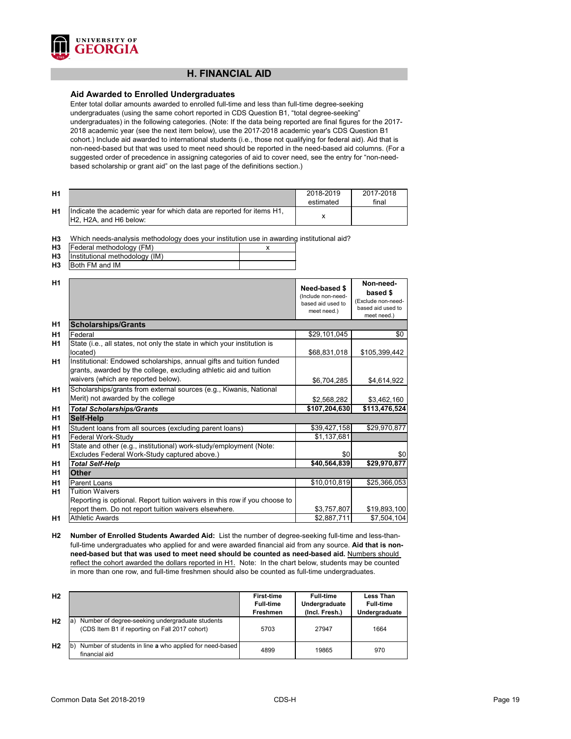# H. FINANCIAL AID

## Aid Awarded to Enrolled Undergraduates

Enter total dollar amounts awarded to enrolled full-time and less than full-time degree-seeking undergraduates (using the same cohort reported in CDS Question B1, "total degree-seeking" undergraduates) in the following categories. (Note: If the data being reported are final figures for the 2017-2018 academic year (see the next item below), use the 2017-2018 academic year's CDS Question B1 cohort.) Include aid awarded to international students (i.e., those not qualifying for federal aid). Aid that is non-need-based but that was used to meet need should be reported in the need-based aid columns. (For a suggested order of precedence in assigning categories of aid to cover need, see the entry for "non-need-based scholarship or grant aid" on the last page of the definitions section.)

| | | 2018-2019 estimated | 2017-2018 final |
|---|---|---|---|
| H1 | Indicate the academic year for which data are reported for items H1, H2, H2A, and H6 below: | x | |

**H3** Which needs-analysis methodology does your institution use in awarding institutional aid?

| | | |
|---|---|---|
| H3 | Federal methodology (FM) | x |
| H3 | Institutional methodology (IM) | |
| H3 | Both FM and IM | |

| | | Need-based $ (Include non-need-based aid used to meet need.) | Non-need-based $ (Exclude non-need-based aid used to meet need.) |
|---|---|---|---|
| H1 | **Scholarships/Grants** | | |
| H1 | Federal | $29,101,045 | $0 |
| H1 | State (i.e., all states, not only the state in which your institution is located) | $68,831,018 | $105,399,442 |
| H1 | Institutional: Endowed scholarships, annual gifts and tuition funded grants, awarded by the college, excluding athletic aid and tuition waivers (which are reported below). | $6,704,285 | $4,614,922 |
| H1 | Scholarships/grants from external sources (e.g., Kiwanis, National Merit) not awarded by the college | $2,568,282 | $3,462,160 |
| H1 | ***Total Scholarships/Grants*** | **$107,204,630** | **$113,476,524** |
| H1 | **Self-Help** | | |
| H1 | Student loans from all sources (excluding parent loans) | $39,427,158 | $29,970,877 |
| H1 | Federal Work-Study | $1,137,681 | |
| H1 | State and other (e.g., institutional) work-study/employment (Note: Excludes Federal Work-Study captured above.) | $0 | $0 |
| H1 | ***Total Self-Help*** | **$40,564,839** | **$29,970,877** |
| H1 | **Other** | | |
| H1 | Parent Loans | $10,010,819 | $25,366,053 |
| H1 | Tuition Waivers<br>Reporting is optional. Report tuition waivers in this row if you choose to report them. Do not report tuition waivers elsewhere. | $3,757,807 | $19,893,100 |
| H1 | Athletic Awards | $2,887,711 | $7,504,104 |

**H2** **Number of Enrolled Students Awarded Aid:** List the number of degree-seeking full-time and less-than-full-time undergraduates who applied for and were awarded financial aid from any source. **Aid that is non-need-based but that was used to meet need should be counted as need-based aid.** Numbers should reflect the cohort awarded the dollars reported in H1. Note: In the chart below, students may be counted in more than one row, and full-time freshmen should also be counted as full-time undergraduates.

| | | First-time Full-time Freshmen | Full-time Undergraduate (Incl. Fresh.) | Less Than Full-time Undergraduate |
|---|---|---|---|---|
| H2 | a) Number of degree-seeking undergraduate students (CDS Item B1 if reporting on Fall 2017 cohort) | 5703 | 27947 | 1664 |
| H2 | b) Number of students in line **a** who applied for need-based financial aid | 4899 | 19865 | 970 |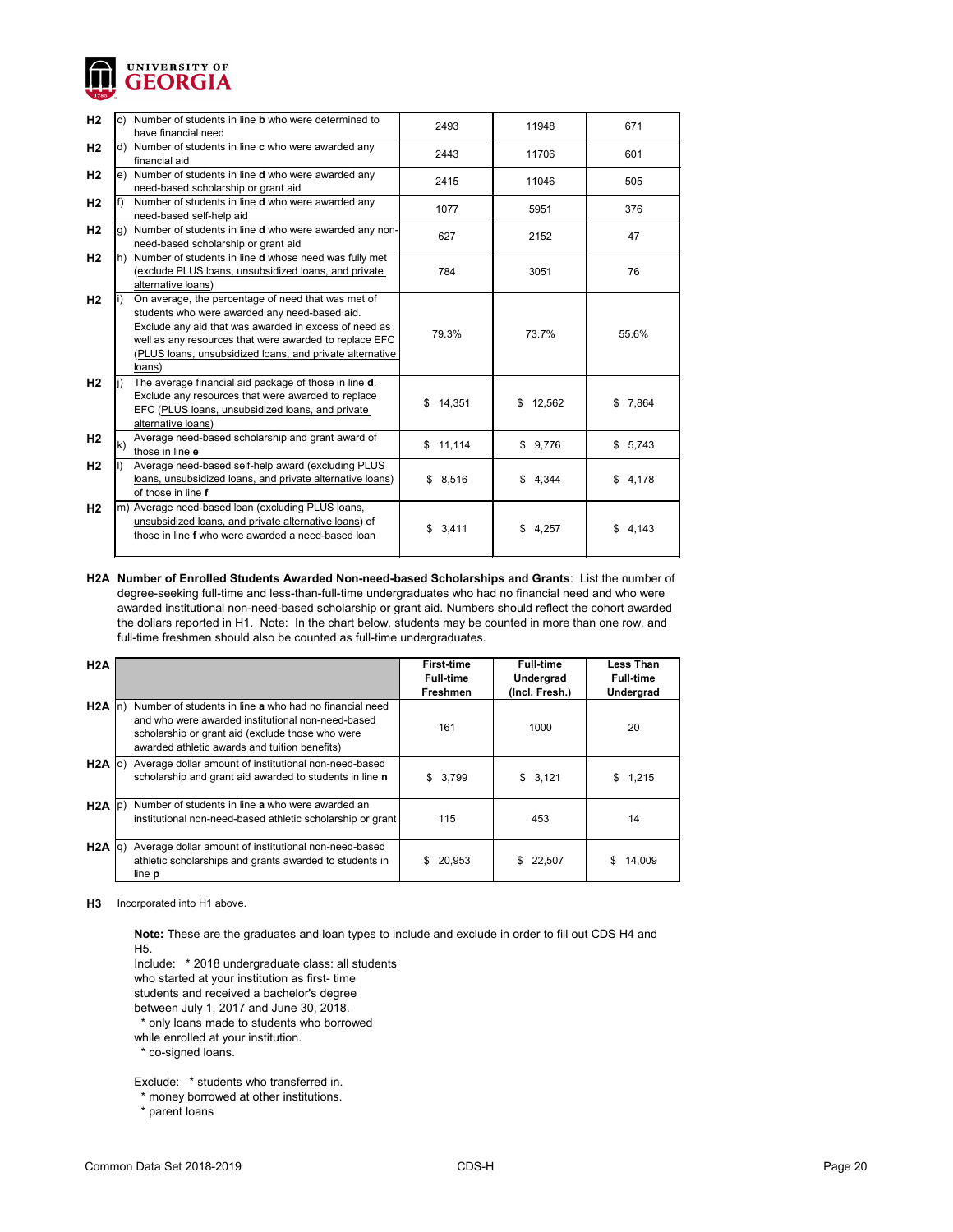| | | | | |
|---|---|---|---|---|
| H2 | c) Number of students in line **b** who were determined to have financial need | 2493 | 11948 | 671 |
| H2 | d) Number of students in line **c** who were awarded any financial aid | 2443 | 11706 | 601 |
| H2 | e) Number of students in line **d** who were awarded any need-based scholarship or grant aid | 2415 | 11046 | 505 |
| H2 | f) Number of students in line **d** who were awarded any need-based self-help aid | 1077 | 5951 | 376 |
| H2 | g) Number of students in line **d** who were awarded any non-need-based scholarship or grant aid | 627 | 2152 | 47 |
| H2 | h) Number of students in line **d** whose need was fully met (exclude PLUS loans, unsubsidized loans, and private alternative loans) | 784 | 3051 | 76 |
| H2 | i) On average, the percentage of need that was met of students who were awarded any need-based aid. Exclude any aid that was awarded in excess of need as well as any resources that were awarded to replace EFC (PLUS loans, unsubsidized loans, and private alternative loans) | 79.3% | 73.7% | 55.6% |
| H2 | j) The average financial aid package of those in line **d**. Exclude any resources that were awarded to replace EFC (PLUS loans, unsubsidized loans, and private alternative loans) | $ 14,351 | $ 12,562 | $ 7,864 |
| H2 | k) Average need-based scholarship and grant award of those in line **e** | $ 11,114 | $ 9,776 | $ 5,743 |
| H2 | l) Average need-based self-help award (excluding PLUS loans, unsubsidized loans, and private alternative loans) of those in line **f** | $ 8,516 | $ 4,344 | $ 4,178 |
| H2 | m) Average need-based loan (excluding PLUS loans, unsubsidized loans, and private alternative loans) of those in line **f** who were awarded a need-based loan | $ 3,411 | $ 4,257 | $ 4,143 |

**H2A Number of Enrolled Students Awarded Non-need-based Scholarships and Grants**: List the number of degree-seeking full-time and less-than-full-time undergraduates who had no financial need and who were awarded institutional non-need-based scholarship or grant aid. Numbers should reflect the cohort awarded the dollars reported in H1. Note: In the chart below, students may be counted in more than one row, and full-time freshmen should also be counted as full-time undergraduates.

| H2A | | First-time Full-time Freshmen | Full-time Undergrad (Incl. Fresh.) | Less Than Full-time Undergrad |
|---|---|---|---|---|
| H2A | n) Number of students in line **a** who had no financial need and who were awarded institutional non-need-based scholarship or grant aid (exclude those who were awarded athletic awards and tuition benefits) | 161 | 1000 | 20 |
| H2A | o) Average dollar amount of institutional non-need-based scholarship and grant aid awarded to students in line **n** | $ 3,799 | $ 3,121 | $ 1,215 |
| H2A | p) Number of students in line **a** who were awarded an institutional non-need-based athletic scholarship or grant | 115 | 453 | 14 |
| H2A | q) Average dollar amount of institutional non-need-based athletic scholarships and grants awarded to students in line **p** | $ 20,953 | $ 22,507 | $ 14,009 |

**H3** Incorporated into H1 above.

**Note:** These are the graduates and loan types to include and exclude in order to fill out CDS H4 and H5.

Include: * 2018 undergraduate class: all students who started at your institution as first- time students and received a bachelor's degree between July 1, 2017 and June 30, 2018.
* only loans made to students who borrowed while enrolled at your institution.
* co-signed loans.

Exclude: * students who transferred in.
* money borrowed at other institutions.
* parent loans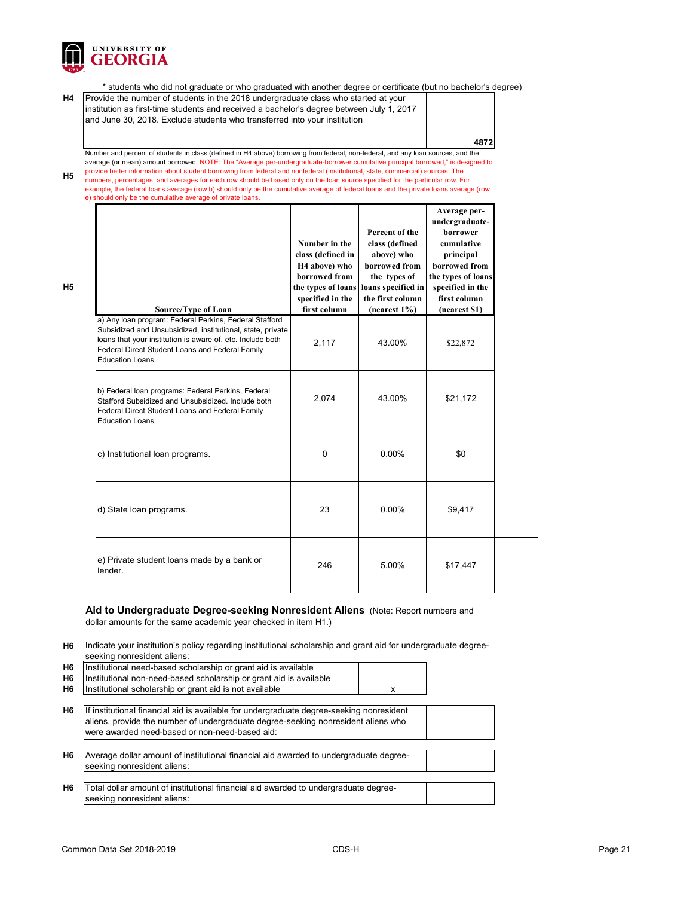UNIVERSITY OF GEORGIA

\* students who did not graduate or who graduated with another degree or certificate (but no bachelor's degree)

| | | |
|---|---|---|
| H4 | Provide the number of students in the 2018 undergraduate class who started at your institution as first-time students and received a bachelor's degree between July 1, 2017 and June 30, 2018. Exclude students who transferred into your institution | 4872 |

**H5** Number and percent of students in class (defined in H4 above) borrowing from federal, non-federal, and any loan sources, and the average (or mean) amount borrowed. NOTE: The "Average per-undergraduate-borrower cumulative principal borrowed," is designed to provide better information about student borrowing from federal and nonfederal (institutional, state, commercial) sources. The numbers, percentages, and averages for each row should be based only on the loan source specified for the particular row. For example, the federal loans average (row b) should only be the cumulative average of federal loans and the private loans average (row e) should only be the cumulative average of private loans.

| Source/Type of Loan | Number in the class (defined in H4 above) who borrowed from the types of loans specified in the first column | Percent of the class (defined above) who borrowed from the types of loans specified in the first column (nearest 1%) | Average per-undergraduate-borrower cumulative principal borrowed from the types of loans specified in the first column (nearest $1) |
|---|---|---|---|
| a) Any loan program: Federal Perkins, Federal Stafford Subsidized and Unsubsidized, institutional, state, private loans that your institution is aware of, etc. Include both Federal Direct Student Loans and Federal Family Education Loans. | 2,117 | 43.00% | $22,872 |
| b) Federal loan programs: Federal Perkins, Federal Stafford Subsidized and Unsubsidized. Include both Federal Direct Student Loans and Federal Family Education Loans. | 2,074 | 43.00% | $21,172 |
| c) Institutional loan programs. | 0 | 0.00% | $0 |
| d) State loan programs. | 23 | 0.00% | $9,417 |
| e) Private student loans made by a bank or lender. | 246 | 5.00% | $17,447 |

**Aid to Undergraduate Degree-seeking Nonresident Aliens** (Note: Report numbers and dollar amounts for the same academic year checked in item H1.)

**H6** Indicate your institution's policy regarding institutional scholarship and grant aid for undergraduate degree-seeking nonresident aliens:

| | | |
|---|---|---|
| H6 | Institutional need-based scholarship or grant aid is available | |
| H6 | Institutional non-need-based scholarship or grant aid is available | |
| H6 | Institutional scholarship or grant aid is not available | x |

| | | |
|---|---|---|
| H6 | If institutional financial aid is available for undergraduate degree-seeking nonresident aliens, provide the number of undergraduate degree-seeking nonresident aliens who were awarded need-based or non-need-based aid: | |
| H6 | Average dollar amount of institutional financial aid awarded to undergraduate degree-seeking nonresident aliens: | |
| H6 | Total dollar amount of institutional financial aid awarded to undergraduate degree-seeking nonresident aliens: | |

Common Data Set 2018-2019 CDS-H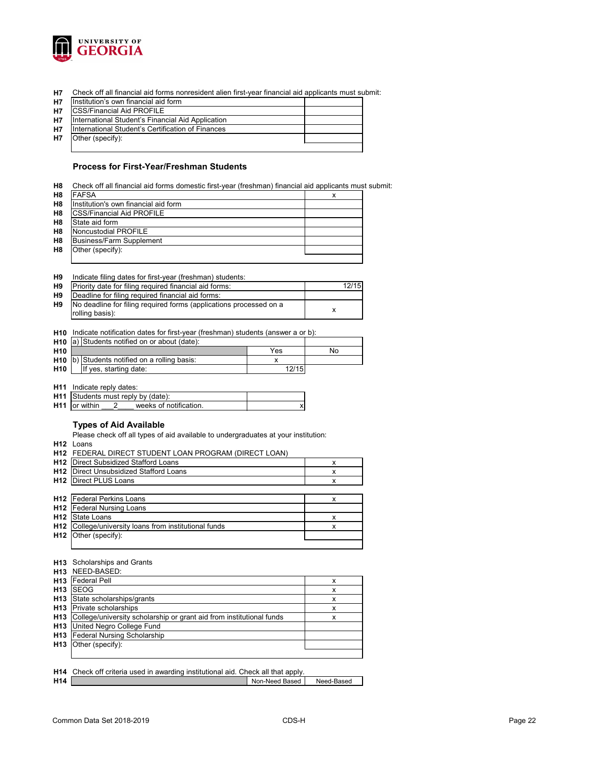| | | |
|---|---|---|
| H7 | Check off all financial aid forms nonresident alien first-year financial aid applicants must submit: | |
| H7 | Institution's own financial aid form | |
| H7 | CSS/Financial Aid PROFILE | |
| H7 | International Student's Financial Aid Application | |
| H7 | International Student's Certification of Finances | |
| H7 | Other (specify): | |

### Process for First-Year/Freshman Students

| | | |
|---|---|---|
| H8 | Check off all financial aid forms domestic first-year (freshman) financial aid applicants must submit: | |
| H8 | FAFSA | x |
| H8 | Institution's own financial aid form | |
| H8 | CSS/Financial Aid PROFILE | |
| H8 | State aid form | |
| H8 | Noncustodial PROFILE | |
| H8 | Business/Farm Supplement | |
| H8 | Other (specify): | |

| | | |
|---|---|---|
| H9 | Indicate filing dates for first-year (freshman) students: | |
| H9 | Priority date for filing required financial aid forms: | 12/15 |
| H9 | Deadline for filing required financial aid forms: | |
| H9 | No deadline for filing required forms (applications processed on a rolling basis): | x |

| | | | |
|---|---|---|---|
| H10 | Indicate notification dates for first-year (freshman) students (answer a or b): | | |
| H10 | a) Students notified on or about (date): | | |
| H10 | | Yes | No |
| H10 | b) Students notified on a rolling basis: | x | |
| H10 | If yes, starting date: | 12/15 | |

| | | |
|---|---|---|
| H11 | Indicate reply dates: | |
| H11 | Students must reply by (date): | |
| H11 | or within \_\_\_2\_\_\_\_ weeks of notification. | x |

### Types of Aid Available

Please check off all types of aid available to undergraduates at your institution:

| | | |
|---|---|---|
| H12 | Loans | |
| H12 | FEDERAL DIRECT STUDENT LOAN PROGRAM (DIRECT LOAN) | |
| H12 | Direct Subsidized Stafford Loans | x |
| H12 | Direct Unsubsidized Stafford Loans | x |
| H12 | Direct PLUS Loans | x |
| H12 | Federal Perkins Loans | x |
| H12 | Federal Nursing Loans | |
| H12 | State Loans | x |
| H12 | College/university loans from institutional funds | x |
| H12 | Other (specify): | |

| | | |
|---|---|---|
| H13 | Scholarships and Grants | |
| H13 | NEED-BASED: | |
| H13 | Federal Pell | x |
| H13 | SEOG | x |
| H13 | State scholarships/grants | x |
| H13 | Private scholarships | x |
| H13 | College/university scholarship or grant aid from institutional funds | x |
| H13 | United Negro College Fund | |
| H13 | Federal Nursing Scholarship | |
| H13 | Other (specify): | |

| | | | |
|---|---|---|---|
| H14 | Check off criteria used in awarding institutional aid. Check all that apply. | | |
| H14 | | Non-Need Based | Need-Based |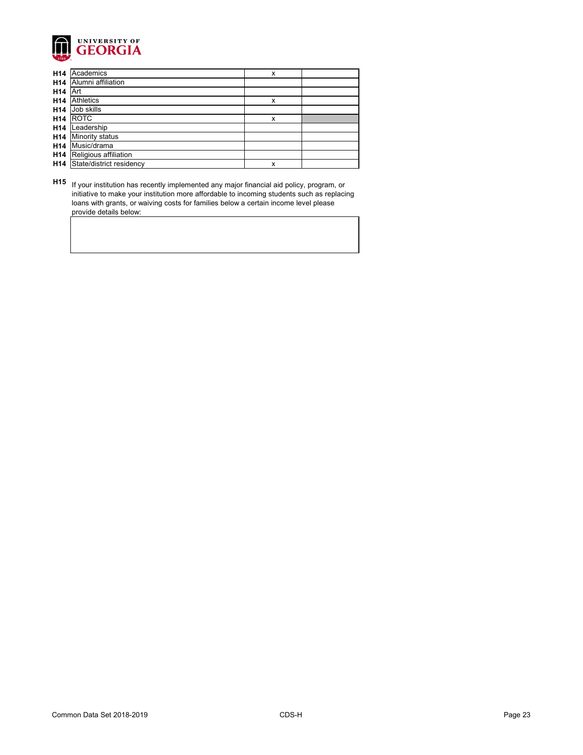| | | | |
|---|---|---|---|
| H14 | Academics | x | |
| H14 | Alumni affiliation | | |
| H14 | Art | | |
| H14 | Athletics | x | |
| H14 | Job skills | | |
| H14 | ROTC | x | |
| H14 | Leadership | | |
| H14 | Minority status | | |
| H14 | Music/drama | | |
| H14 | Religious affiliation | | |
| H14 | State/district residency | x | |

**H15** If your institution has recently implemented any major financial aid policy, program, or initiative to make your institution more affordable to incoming students such as replacing loans with grants, or waiving costs for families below a certain income level please provide details below: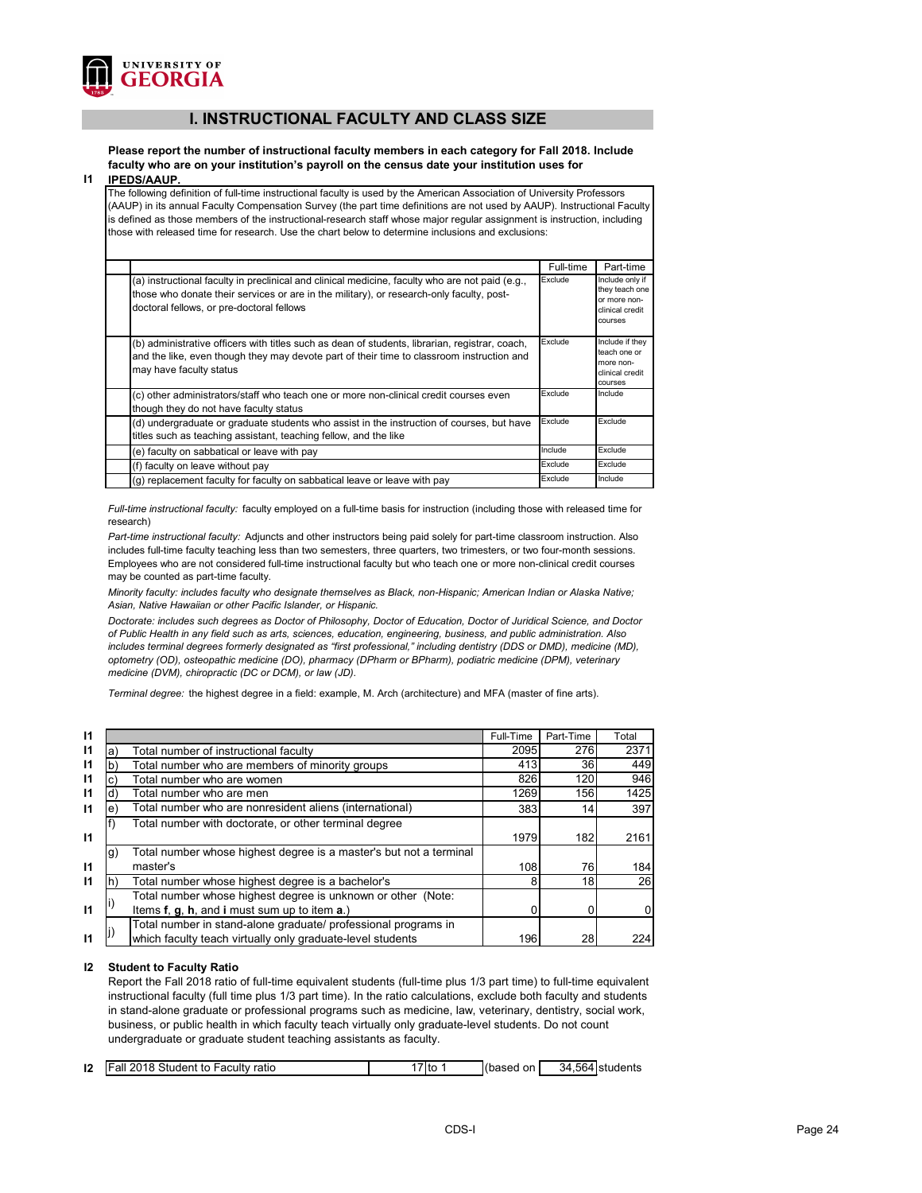UNIVERSITY OF GEORGIA

# I. INSTRUCTIONAL FACULTY AND CLASS SIZE

**I1** **Please report the number of instructional faculty members in each category for Fall 2018. Include faculty who are on your institution's payroll on the census date your institution uses for IPEDS/AAUP.**

The following definition of full-time instructional faculty is used by the American Association of University Professors (AAUP) in its annual Faculty Compensation Survey (the part time definitions are not used by AAUP). Instructional Faculty is defined as those members of the instructional-research staff whose major regular assignment is instruction, including those with released time for research. Use the chart below to determine inclusions and exclusions:

| | Full-time | Part-time |
|---|---|---|
| (a) instructional faculty in preclinical and clinical medicine, faculty who are not paid (e.g., those who donate their services or are in the military), or research-only faculty, post-doctoral fellows, or pre-doctoral fellows | Exclude | Include only if they teach one or more non-clinical credit courses |
| (b) administrative officers with titles such as dean of students, librarian, registrar, coach, and the like, even though they may devote part of their time to classroom instruction and may have faculty status | Exclude | Include if they teach one or more non-clinical credit courses |
| (c) other administrators/staff who teach one or more non-clinical credit courses even though they do not have faculty status | Exclude | Include |
| (d) undergraduate or graduate students who assist in the instruction of courses, but have titles such as teaching assistant, teaching fellow, and the like | Exclude | Exclude |
| (e) faculty on sabbatical or leave with pay | Include | Exclude |
| (f) faculty on leave without pay | Exclude | Exclude |
| (g) replacement faculty for faculty on sabbatical leave or leave with pay | Exclude | Include |

*Full-time instructional faculty:* faculty employed on a full-time basis for instruction (including those with released time for research)

*Part-time instructional faculty:* Adjuncts and other instructors being paid solely for part-time classroom instruction. Also includes full-time faculty teaching less than two semesters, three quarters, two trimesters, or two four-month sessions. Employees who are not considered full-time instructional faculty but who teach one or more non-clinical credit courses may be counted as part-time faculty.

*Minority faculty: includes faculty who designate themselves as Black, non-Hispanic; American Indian or Alaska Native; Asian, Native Hawaiian or other Pacific Islander, or Hispanic.*

*Doctorate: includes such degrees as Doctor of Philosophy, Doctor of Education, Doctor of Juridical Science, and Doctor of Public Health in any field such as arts, sciences, education, engineering, business, and public administration. Also includes terminal degrees formerly designated as "first professional," including dentistry (DDS or DMD), medicine (MD), optometry (OD), osteopathic medicine (DO), pharmacy (DPharm or BPharm), podiatric medicine (DPM), veterinary medicine (DVM), chiropractic (DC or DCM), or law (JD).*

*Terminal degree:* the highest degree in a field: example, M. Arch (architecture) and MFA (master of fine arts).

| | | | Full-Time | Part-Time | Total |
|---|---|---|---|---|---|
| I1 | a) | Total number of instructional faculty | 2095 | 276 | 2371 |
| I1 | b) | Total number who are members of minority groups | 413 | 36 | 449 |
| I1 | c) | Total number who are women | 826 | 120 | 946 |
| I1 | d) | Total number who are men | 1269 | 156 | 1425 |
| I1 | e) | Total number who are nonresident aliens (international) | 383 | 14 | 397 |
| I1 | f) | Total number with doctorate, or other terminal degree | 1979 | 182 | 2161 |
| I1 | g) | Total number whose highest degree is a master's but not a terminal master's | 108 | 76 | 184 |
| I1 | h) | Total number whose highest degree is a bachelor's | 8 | 18 | 26 |
| I1 | i) | Total number whose highest degree is unknown or other (Note: Items **f**, **g**, **h**, and **i** must sum up to item **a**.) | 0 | 0 | 0 |
| I1 | j) | Total number in stand-alone graduate/ professional programs in which faculty teach virtually only graduate-level students | 196 | 28 | 224 |

**I2** **Student to Faculty Ratio**

Report the Fall 2018 ratio of full-time equivalent students (full-time plus 1/3 part time) to full-time equivalent instructional faculty (full time plus 1/3 part time). In the ratio calculations, exclude both faculty and students in stand-alone graduate or professional programs such as medicine, law, veterinary, dentistry, social work, business, or public health in which faculty teach virtually only graduate-level students. Do not count undergraduate or graduate student teaching assistants as faculty.

| | | | | | |
|---|---|---|---|---|---|
| I2 | Fall 2018 Student to Faculty ratio | 17 to 1 | (based on | 34,564 | students |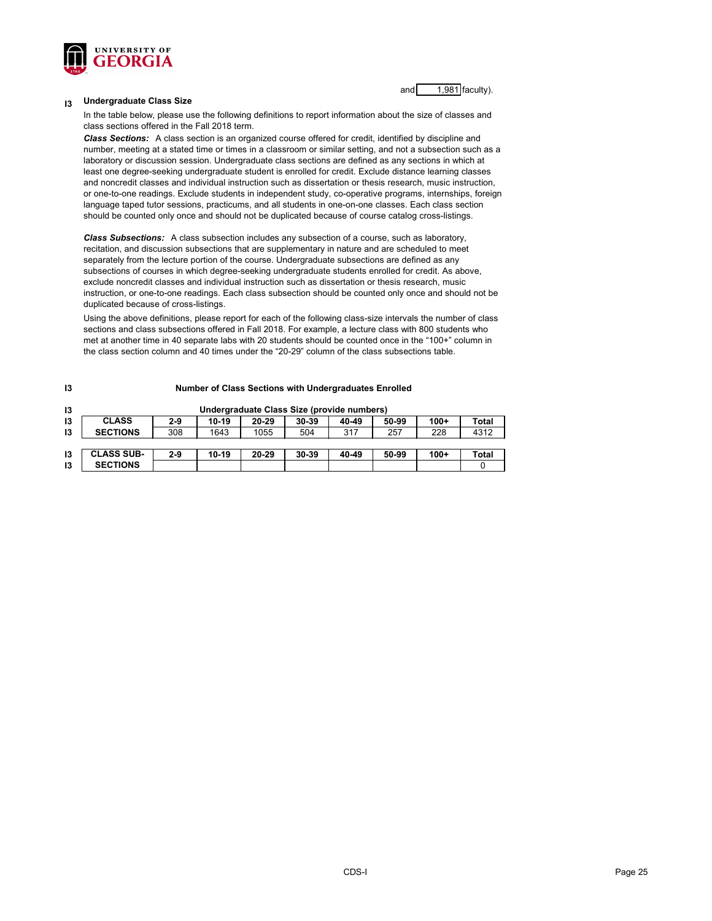and 1,981 faculty).

## I3 Undergraduate Class Size

In the table below, please use the following definitions to report information about the size of classes and class sections offered in the Fall 2018 term.

***Class Sections:*** A class section is an organized course offered for credit, identified by discipline and number, meeting at a stated time or times in a classroom or similar setting, and not a subsection such as a laboratory or discussion session. Undergraduate class sections are defined as any sections in which at least one degree-seeking undergraduate student is enrolled for credit. Exclude distance learning classes and noncredit classes and individual instruction such as dissertation or thesis research, music instruction, or one-to-one readings. Exclude students in independent study, co-operative programs, internships, foreign language taped tutor sessions, practicums, and all students in one-on-one classes. Each class section should be counted only once and should not be duplicated because of course catalog cross-listings.

***Class Subsections:*** A class subsection includes any subsection of a course, such as laboratory, recitation, and discussion subsections that are supplementary in nature and are scheduled to meet separately from the lecture portion of the course. Undergraduate subsections are defined as any subsections of courses in which degree-seeking undergraduate students enrolled for credit. As above, exclude noncredit classes and individual instruction such as dissertation or thesis research, music instruction, or one-to-one readings. Each class subsection should be counted only once and should not be duplicated because of cross-listings.

Using the above definitions, please report for each of the following class-size intervals the number of class sections and class subsections offered in Fall 2018. For example, a lecture class with 800 students who met at another time in 40 separate labs with 20 students should be counted once in the "100+" column in the class section column and 40 times under the "20-29" column of the class subsections table.

**I3 Number of Class Sections with Undergraduates Enrolled**

**Undergraduate Class Size (provide numbers)**

| CLASS SECTIONS | 2-9 | 10-19 | 20-29 | 30-39 | 40-49 | 50-99 | 100+ | Total |
|---|---|---|---|---|---|---|---|---|
| | 308 | 1643 | 1055 | 504 | 317 | 257 | 228 | 4312 |

| CLASS SUB-SECTIONS | 2-9 | 10-19 | 20-29 | 30-39 | 40-49 | 50-99 | 100+ | Total |
|---|---|---|---|---|---|---|---|---|
| | | | | | | | | 0 |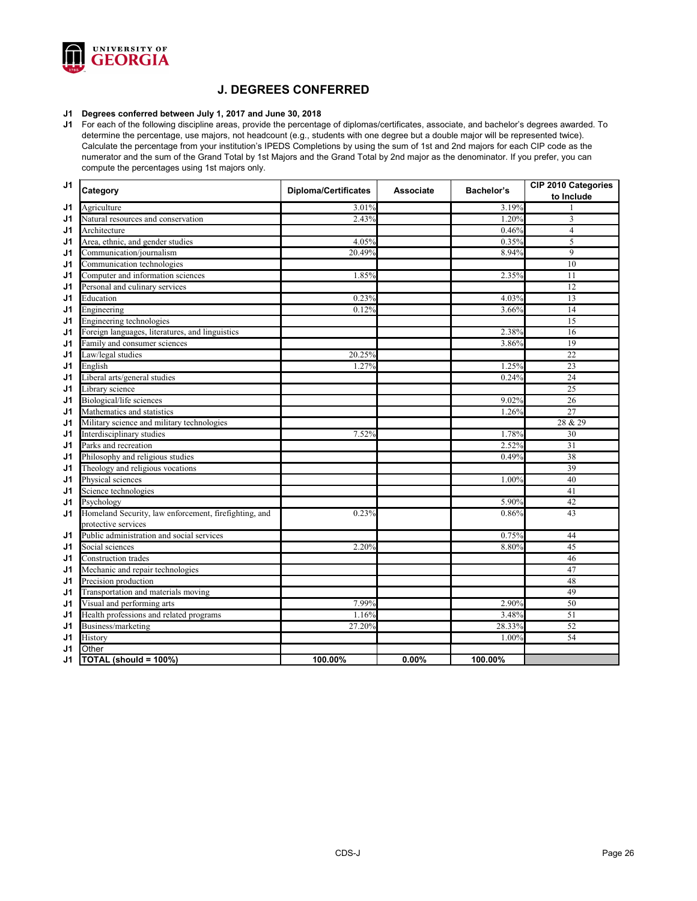## J. DEGREES CONFERRED

**J1 Degrees conferred between July 1, 2017 and June 30, 2018**

**J1** For each of the following discipline areas, provide the percentage of diplomas/certificates, associate, and bachelor's degrees awarded. To determine the percentage, use majors, not headcount (e.g., students with one degree but a double major will be represented twice). Calculate the percentage from your institution's IPEDS Completions by using the sum of 1st and 2nd majors for each CIP code as the numerator and the sum of the Grand Total by 1st Majors and the Grand Total by 2nd major as the denominator. If you prefer, you can compute the percentages using 1st majors only.

| | Category | Diploma/Certificates | Associate | Bachelor's | CIP 2010 Categories to Include |
|---|---|---|---|---|---|
| J1 | Agriculture | 3.01% | | 3.19% | 1 |
| J1 | Natural resources and conservation | 2.43% | | 1.20% | 3 |
| J1 | Architecture | | | 0.46% | 4 |
| J1 | Area, ethnic, and gender studies | 4.05% | | 0.35% | 5 |
| J1 | Communication/journalism | 20.49% | | 8.94% | 9 |
| J1 | Communication technologies | | | | 10 |
| J1 | Computer and information sciences | 1.85% | | 2.35% | 11 |
| J1 | Personal and culinary services | | | | 12 |
| J1 | Education | 0.23% | | 4.03% | 13 |
| J1 | Engineering | 0.12% | | 3.66% | 14 |
| J1 | Engineering technologies | | | | 15 |
| J1 | Foreign languages, literatures, and linguistics | | | 2.38% | 16 |
| J1 | Family and consumer sciences | | | 3.86% | 19 |
| J1 | Law/legal studies | 20.25% | | | 22 |
| J1 | English | 1.27% | | 1.25% | 23 |
| J1 | Liberal arts/general studies | | | 0.24% | 24 |
| J1 | Library science | | | | 25 |
| J1 | Biological/life sciences | | | 9.02% | 26 |
| J1 | Mathematics and statistics | | | 1.26% | 27 |
| J1 | Military science and military technologies | | | | 28 & 29 |
| J1 | Interdisciplinary studies | 7.52% | | 1.78% | 30 |
| J1 | Parks and recreation | | | 2.52% | 31 |
| J1 | Philosophy and religious studies | | | 0.49% | 38 |
| J1 | Theology and religious vocations | | | | 39 |
| J1 | Physical sciences | | | 1.00% | 40 |
| J1 | Science technologies | | | | 41 |
| J1 | Psychology | | | 5.90% | 42 |
| J1 | Homeland Security, law enforcement, firefighting, and protective services | 0.23% | | 0.86% | 43 |
| J1 | Public administration and social services | | | 0.75% | 44 |
| J1 | Social sciences | 2.20% | | 8.80% | 45 |
| J1 | Construction trades | | | | 46 |
| J1 | Mechanic and repair technologies | | | | 47 |
| J1 | Precision production | | | | 48 |
| J1 | Transportation and materials moving | | | | 49 |
| J1 | Visual and performing arts | 7.99% | | 2.90% | 50 |
| J1 | Health professions and related programs | 1.16% | | 3.48% | 51 |
| J1 | Business/marketing | 27.20% | | 28.33% | 52 |
| J1 | History | | | 1.00% | 54 |
| J1 | Other | | | | |
| J1 | **TOTAL (should = 100%)** | **100.00%** | **0.00%** | **100.00%** | |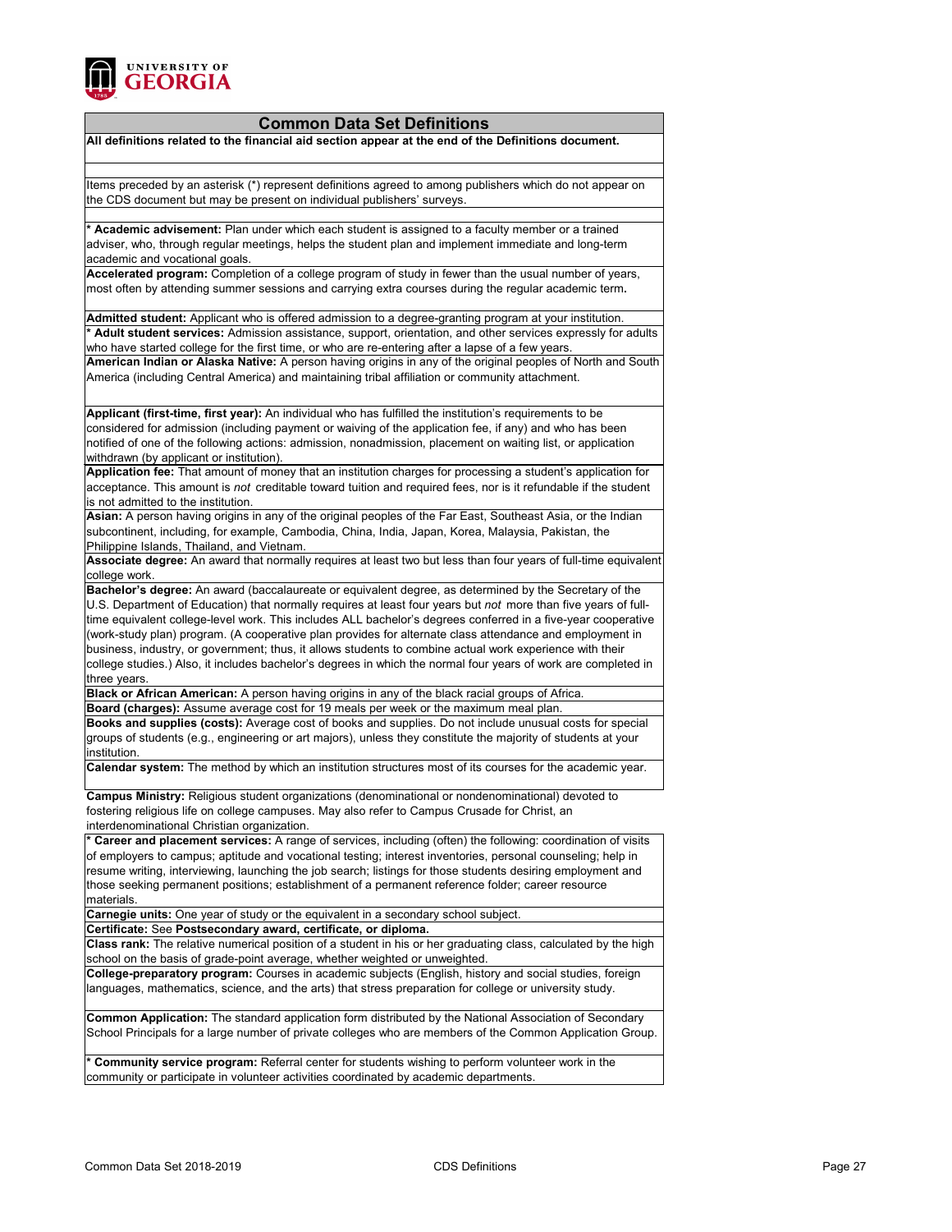## Common Data Set Definitions

**All definitions related to the financial aid section appear at the end of the Definitions document.**

Items preceded by an asterisk (*) represent definitions agreed to among publishers which do not appear on the CDS document but may be present on individual publishers' surveys.

**\* Academic advisement:** Plan under which each student is assigned to a faculty member or a trained adviser, who, through regular meetings, helps the student plan and implement immediate and long-term academic and vocational goals.

**Accelerated program:** Completion of a college program of study in fewer than the usual number of years, most often by attending summer sessions and carrying extra courses during the regular academic term.

**Admitted student:** Applicant who is offered admission to a degree-granting program at your institution.

**\* Adult student services:** Admission assistance, support, orientation, and other services expressly for adults who have started college for the first time, or who are re-entering after a lapse of a few years.

**American Indian or Alaska Native:** A person having origins in any of the original peoples of North and South America (including Central America) and maintaining tribal affiliation or community attachment.

**Applicant (first-time, first year):** An individual who has fulfilled the institution's requirements to be considered for admission (including payment or waiving of the application fee, if any) and who has been notified of one of the following actions: admission, nonadmission, placement on waiting list, or application withdrawn (by applicant or institution).

**Application fee:** That amount of money that an institution charges for processing a student's application for acceptance. This amount is *not* creditable toward tuition and required fees, nor is it refundable if the student is not admitted to the institution.

**Asian:** A person having origins in any of the original peoples of the Far East, Southeast Asia, or the Indian subcontinent, including, for example, Cambodia, China, India, Japan, Korea, Malaysia, Pakistan, the Philippine Islands, Thailand, and Vietnam.

**Associate degree:** An award that normally requires at least two but less than four years of full-time equivalent college work.

**Bachelor's degree:** An award (baccalaureate or equivalent degree, as determined by the Secretary of the U.S. Department of Education) that normally requires at least four years but *not* more than five years of full-time equivalent college-level work. This includes ALL bachelor's degrees conferred in a five-year cooperative (work-study plan) program. (A cooperative plan provides for alternate class attendance and employment in business, industry, or government; thus, it allows students to combine actual work experience with their college studies.) Also, it includes bachelor's degrees in which the normal four years of work are completed in three years.

**Black or African American:** A person having origins in any of the black racial groups of Africa.

**Board (charges):** Assume average cost for 19 meals per week or the maximum meal plan.

**Books and supplies (costs):** Average cost of books and supplies. Do not include unusual costs for special groups of students (e.g., engineering or art majors), unless they constitute the majority of students at your institution.

**Calendar system:** The method by which an institution structures most of its courses for the academic year.

**Campus Ministry:** Religious student organizations (denominational or nondenominational) devoted to fostering religious life on college campuses. May also refer to Campus Crusade for Christ, an interdenominational Christian organization.

**\* Career and placement services:** A range of services, including (often) the following: coordination of visits of employers to campus; aptitude and vocational testing; interest inventories, personal counseling; help in resume writing, interviewing, launching the job search; listings for those students desiring employment and those seeking permanent positions; establishment of a permanent reference folder; career resource materials.

**Carnegie units:** One year of study or the equivalent in a secondary school subject.

**Certificate:** See **Postsecondary award, certificate, or diploma.**

**Class rank:** The relative numerical position of a student in his or her graduating class, calculated by the high school on the basis of grade-point average, whether weighted or unweighted.

**College-preparatory program:** Courses in academic subjects (English, history and social studies, foreign languages, mathematics, science, and the arts) that stress preparation for college or university study.

**Common Application:** The standard application form distributed by the National Association of Secondary School Principals for a large number of private colleges who are members of the Common Application Group.

**\* Community service program:** Referral center for students wishing to perform volunteer work in the community or participate in volunteer activities coordinated by academic departments.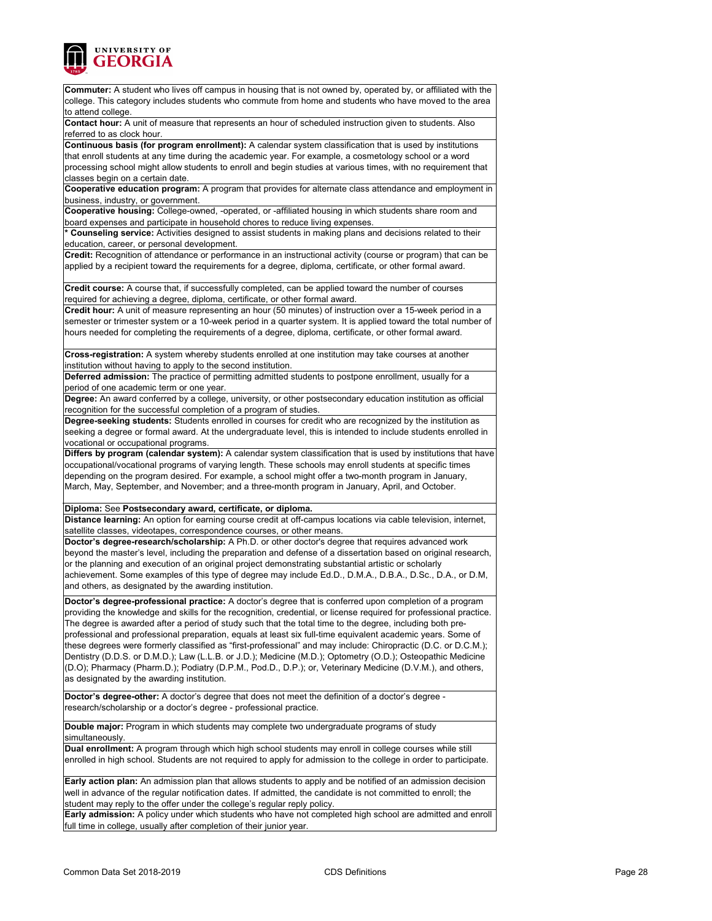**Commuter:** A student who lives off campus in housing that is not owned by, operated by, or affiliated with the college. This category includes students who commute from home and students who have moved to the area to attend college.

**Contact hour:** A unit of measure that represents an hour of scheduled instruction given to students. Also referred to as clock hour.

**Continuous basis (for program enrollment):** A calendar system classification that is used by institutions that enroll students at any time during the academic year. For example, a cosmetology school or a word processing school might allow students to enroll and begin studies at various times, with no requirement that classes begin on a certain date.

**Cooperative education program:** A program that provides for alternate class attendance and employment in business, industry, or government.

**Cooperative housing:** College-owned, -operated, or -affiliated housing in which students share room and board expenses and participate in household chores to reduce living expenses.

\* **Counseling service:** Activities designed to assist students in making plans and decisions related to their education, career, or personal development.

**Credit:** Recognition of attendance or performance in an instructional activity (course or program) that can be applied by a recipient toward the requirements for a degree, diploma, certificate, or other formal award.

**Credit course:** A course that, if successfully completed, can be applied toward the number of courses required for achieving a degree, diploma, certificate, or other formal award.

**Credit hour:** A unit of measure representing an hour (50 minutes) of instruction over a 15-week period in a semester or trimester system or a 10-week period in a quarter system. It is applied toward the total number of hours needed for completing the requirements of a degree, diploma, certificate, or other formal award.

**Cross-registration:** A system whereby students enrolled at one institution may take courses at another institution without having to apply to the second institution.

**Deferred admission:** The practice of permitting admitted students to postpone enrollment, usually for a period of one academic term or one year.

**Degree:** An award conferred by a college, university, or other postsecondary education institution as official recognition for the successful completion of a program of studies.

**Degree-seeking students:** Students enrolled in courses for credit who are recognized by the institution as seeking a degree or formal award. At the undergraduate level, this is intended to include students enrolled in vocational or occupational programs.

**Differs by program (calendar system):** A calendar system classification that is used by institutions that have occupational/vocational programs of varying length. These schools may enroll students at specific times depending on the program desired. For example, a school might offer a two-month program in January, March, May, September, and November; and a three-month program in January, April, and October.

**Diploma:** See **Postsecondary award, certificate, or diploma.**

**Distance learning:** An option for earning course credit at off-campus locations via cable television, internet, satellite classes, videotapes, correspondence courses, or other means.

**Doctor's degree-research/scholarship:** A Ph.D. or other doctor's degree that requires advanced work beyond the master's level, including the preparation and defense of a dissertation based on original research, or the planning and execution of an original project demonstrating substantial artistic or scholarly achievement. Some examples of this type of degree may include Ed.D., D.M.A., D.B.A., D.Sc., D.A., or D.M, and others, as designated by the awarding institution.

**Doctor's degree-professional practice:** A doctor's degree that is conferred upon completion of a program providing the knowledge and skills for the recognition, credential, or license required for professional practice. The degree is awarded after a period of study such that the total time to the degree, including both pre-professional and professional preparation, equals at least six full-time equivalent academic years. Some of these degrees were formerly classified as "first-professional" and may include: Chiropractic (D.C. or D.C.M.); Dentistry (D.D.S. or D.M.D.); Law (L.L.B. or J.D.); Medicine (M.D.); Optometry (O.D.); Osteopathic Medicine (D.O); Pharmacy (Pharm.D.); Podiatry (D.P.M., Pod.D., D.P.); or, Veterinary Medicine (D.V.M.), and others, as designated by the awarding institution.

**Doctor's degree-other:** A doctor's degree that does not meet the definition of a doctor's degree - research/scholarship or a doctor's degree - professional practice.

**Double major:** Program in which students may complete two undergraduate programs of study simultaneously.

**Dual enrollment:** A program through which high school students may enroll in college courses while still enrolled in high school. Students are not required to apply for admission to the college in order to participate.

**Early action plan:** An admission plan that allows students to apply and be notified of an admission decision well in advance of the regular notification dates. If admitted, the candidate is not committed to enroll; the student may reply to the offer under the college's regular reply policy.

**Early admission:** A policy under which students who have not completed high school are admitted and enroll full time in college, usually after completion of their junior year.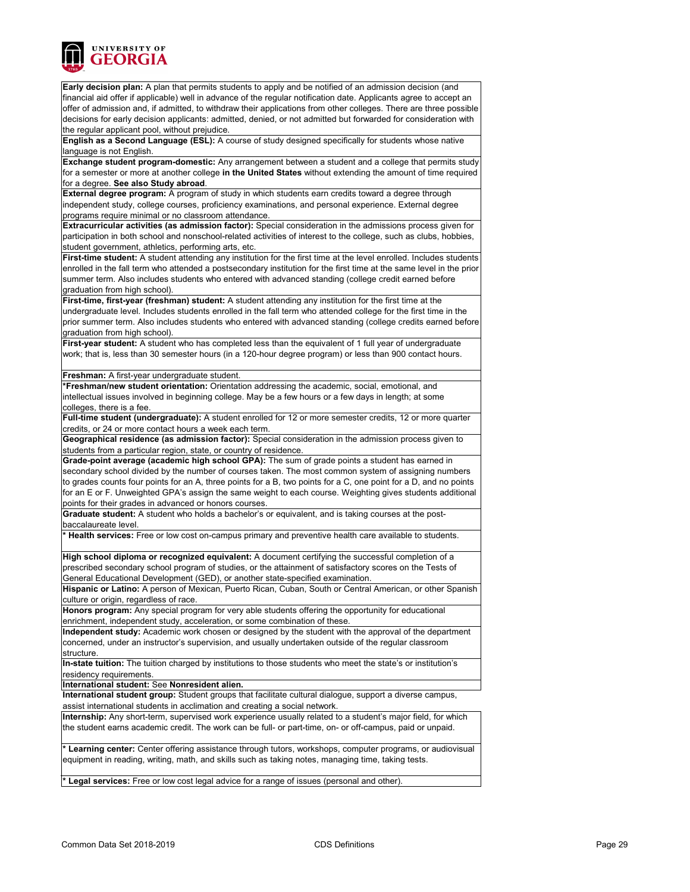**Early decision plan:** A plan that permits students to apply and be notified of an admission decision (and financial aid offer if applicable) well in advance of the regular notification date. Applicants agree to accept an offer of admission and, if admitted, to withdraw their applications from other colleges. There are three possible decisions for early decision applicants: admitted, denied, or not admitted but forwarded for consideration with the regular applicant pool, without prejudice.

**English as a Second Language (ESL):** A course of study designed specifically for students whose native language is not English.

**Exchange student program-domestic:** Any arrangement between a student and a college that permits study for a semester or more at another college **in the United States** without extending the amount of time required for a degree. **See also Study abroad**.

**External degree program:** A program of study in which students earn credits toward a degree through independent study, college courses, proficiency examinations, and personal experience. External degree programs require minimal or no classroom attendance.

**Extracurricular activities (as admission factor):** Special consideration in the admissions process given for participation in both school and nonschool-related activities of interest to the college, such as clubs, hobbies, student government, athletics, performing arts, etc.

**First-time student:** A student attending any institution for the first time at the level enrolled. Includes students enrolled in the fall term who attended a postsecondary institution for the first time at the same level in the prior summer term. Also includes students who entered with advanced standing (college credit earned before graduation from high school).

**First-time, first-year (freshman) student:** A student attending any institution for the first time at the undergraduate level. Includes students enrolled in the fall term who attended college for the first time in the prior summer term. Also includes students who entered with advanced standing (college credits earned before graduation from high school).

**First-year student:** A student who has completed less than the equivalent of 1 full year of undergraduate work; that is, less than 30 semester hours (in a 120-hour degree program) or less than 900 contact hours.

**Freshman:** A first-year undergraduate student.

***Freshman/new student orientation:** Orientation addressing the academic, social, emotional, and intellectual issues involved in beginning college. May be a few hours or a few days in length; at some colleges, there is a fee.

**Full-time student (undergraduate):** A student enrolled for 12 or more semester credits, 12 or more quarter credits, or 24 or more contact hours a week each term.

**Geographical residence (as admission factor):** Special consideration in the admission process given to students from a particular region, state, or country of residence.

**Grade-point average (academic high school GPA):** The sum of grade points a student has earned in secondary school divided by the number of courses taken. The most common system of assigning numbers to grades counts four points for an A, three points for a B, two points for a C, one point for a D, and no points for an E or F. Unweighted GPA's assign the same weight to each course. Weighting gives students additional points for their grades in advanced or honors courses.

**Graduate student:** A student who holds a bachelor's or equivalent, and is taking courses at the post-baccalaureate level.

*** Health services:** Free or low cost on-campus primary and preventive health care available to students.

**High school diploma or recognized equivalent:** A document certifying the successful completion of a prescribed secondary school program of studies, or the attainment of satisfactory scores on the Tests of General Educational Development (GED), or another state-specified examination.

**Hispanic or Latino:** A person of Mexican, Puerto Rican, Cuban, South or Central American, or other Spanish culture or origin, regardless of race.

**Honors program:** Any special program for very able students offering the opportunity for educational enrichment, independent study, acceleration, or some combination of these.

**Independent study:** Academic work chosen or designed by the student with the approval of the department concerned, under an instructor's supervision, and usually undertaken outside of the regular classroom structure.

**In-state tuition:** The tuition charged by institutions to those students who meet the state's or institution's residency requirements.

**International student:** See **Nonresident alien.**

**International student group:** Student groups that facilitate cultural dialogue, support a diverse campus, assist international students in acclimation and creating a social network.

**Internship:** Any short-term, supervised work experience usually related to a student's major field, for which the student earns academic credit. The work can be full- or part-time, on- or off-campus, paid or unpaid.

*** Learning center:** Center offering assistance through tutors, workshops, computer programs, or audiovisual equipment in reading, writing, math, and skills such as taking notes, managing time, taking tests.

*** Legal services:** Free or low cost legal advice for a range of issues (personal and other).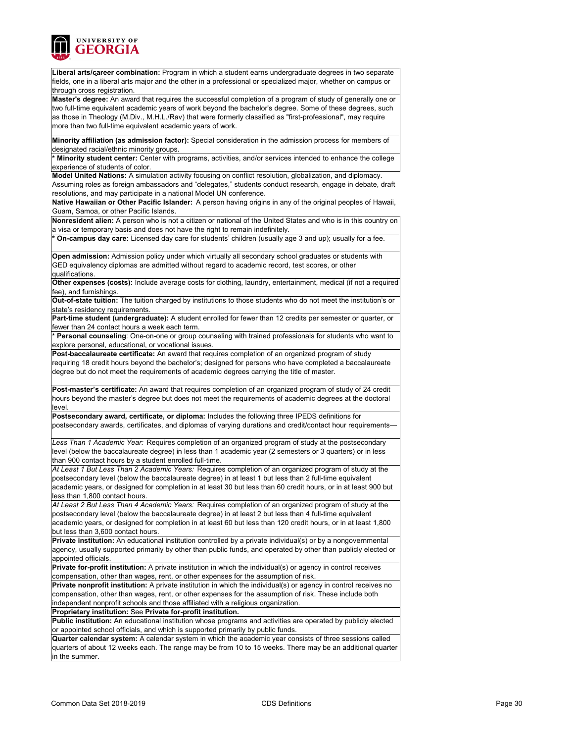**Liberal arts/career combination:** Program in which a student earns undergraduate degrees in two separate fields, one in a liberal arts major and the other in a professional or specialized major, whether on campus or through cross registration.

**Master's degree:** An award that requires the successful completion of a program of study of generally one or two full-time equivalent academic years of work beyond the bachelor's degree. Some of these degrees, such as those in Theology (M.Div., M.H.L./Rav) that were formerly classified as "first-professional", may require more than two full-time equivalent academic years of work.

**Minority affiliation (as admission factor):** Special consideration in the admission process for members of designated racial/ethnic minority groups.

* **Minority student center:** Center with programs, activities, and/or services intended to enhance the college experience of students of color.

**Model United Nations:** A simulation activity focusing on conflict resolution, globalization, and diplomacy. Assuming roles as foreign ambassadors and "delegates," students conduct research, engage in debate, draft resolutions, and may participate in a national Model UN conference.

**Native Hawaiian or Other Pacific Islander:** A person having origins in any of the original peoples of Hawaii, Guam, Samoa, or other Pacific Islands.

**Nonresident alien:** A person who is not a citizen or national of the United States and who is in this country on a visa or temporary basis and does not have the right to remain indefinitely.

* **On-campus day care:** Licensed day care for students' children (usually age 3 and up); usually for a fee.

**Open admission:** Admission policy under which virtually all secondary school graduates or students with GED equivalency diplomas are admitted without regard to academic record, test scores, or other qualifications.

**Other expenses (costs):** Include average costs for clothing, laundry, entertainment, medical (if not a required fee), and furnishings.

**Out-of-state tuition:** The tuition charged by institutions to those students who do not meet the institution's or state's residency requirements.

**Part-time student (undergraduate):** A student enrolled for fewer than 12 credits per semester or quarter, or fewer than 24 contact hours a week each term.

* **Personal counseling**: One-on-one or group counseling with trained professionals for students who want to explore personal, educational, or vocational issues.

**Post-baccalaureate certificate:** An award that requires completion of an organized program of study requiring 18 credit hours beyond the bachelor's; designed for persons who have completed a baccalaureate degree but do not meet the requirements of academic degrees carrying the title of master.

**Post-master's certificate:** An award that requires completion of an organized program of study of 24 credit hours beyond the master's degree but does not meet the requirements of academic degrees at the doctoral level.

**Postsecondary award, certificate, or diploma:** Includes the following three IPEDS definitions for postsecondary awards, certificates, and diplomas of varying durations and credit/contact hour requirements—

*Less Than 1 Academic Year:* Requires completion of an organized program of study at the postsecondary level (below the baccalaureate degree) in less than 1 academic year (2 semesters or 3 quarters) or in less than 900 contact hours by a student enrolled full-time.

*At Least 1 But Less Than 2 Academic Years:* Requires completion of an organized program of study at the postsecondary level (below the baccalaureate degree) in at least 1 but less than 2 full-time equivalent academic years, or designed for completion in at least 30 but less than 60 credit hours, or in at least 900 but less than 1,800 contact hours.

*At Least 2 But Less Than 4 Academic Years:* Requires completion of an organized program of study at the postsecondary level (below the baccalaureate degree) in at least 2 but less than 4 full-time equivalent academic years, or designed for completion in at least 60 but less than 120 credit hours, or in at least 1,800 but less than 3,600 contact hours.

**Private institution:** An educational institution controlled by a private individual(s) or by a nongovernmental agency, usually supported primarily by other than public funds, and operated by other than publicly elected or appointed officials.

**Private for-profit institution:** A private institution in which the individual(s) or agency in control receives compensation, other than wages, rent, or other expenses for the assumption of risk.

**Private nonprofit institution:** A private institution in which the individual(s) or agency in control receives no compensation, other than wages, rent, or other expenses for the assumption of risk. These include both independent nonprofit schools and those affiliated with a religious organization.

**Proprietary institution:** See **Private for-profit institution.**

**Public institution:** An educational institution whose programs and activities are operated by publicly elected or appointed school officials, and which is supported primarily by public funds.

**Quarter calendar system:** A calendar system in which the academic year consists of three sessions called quarters of about 12 weeks each. The range may be from 10 to 15 weeks. There may be an additional quarter in the summer.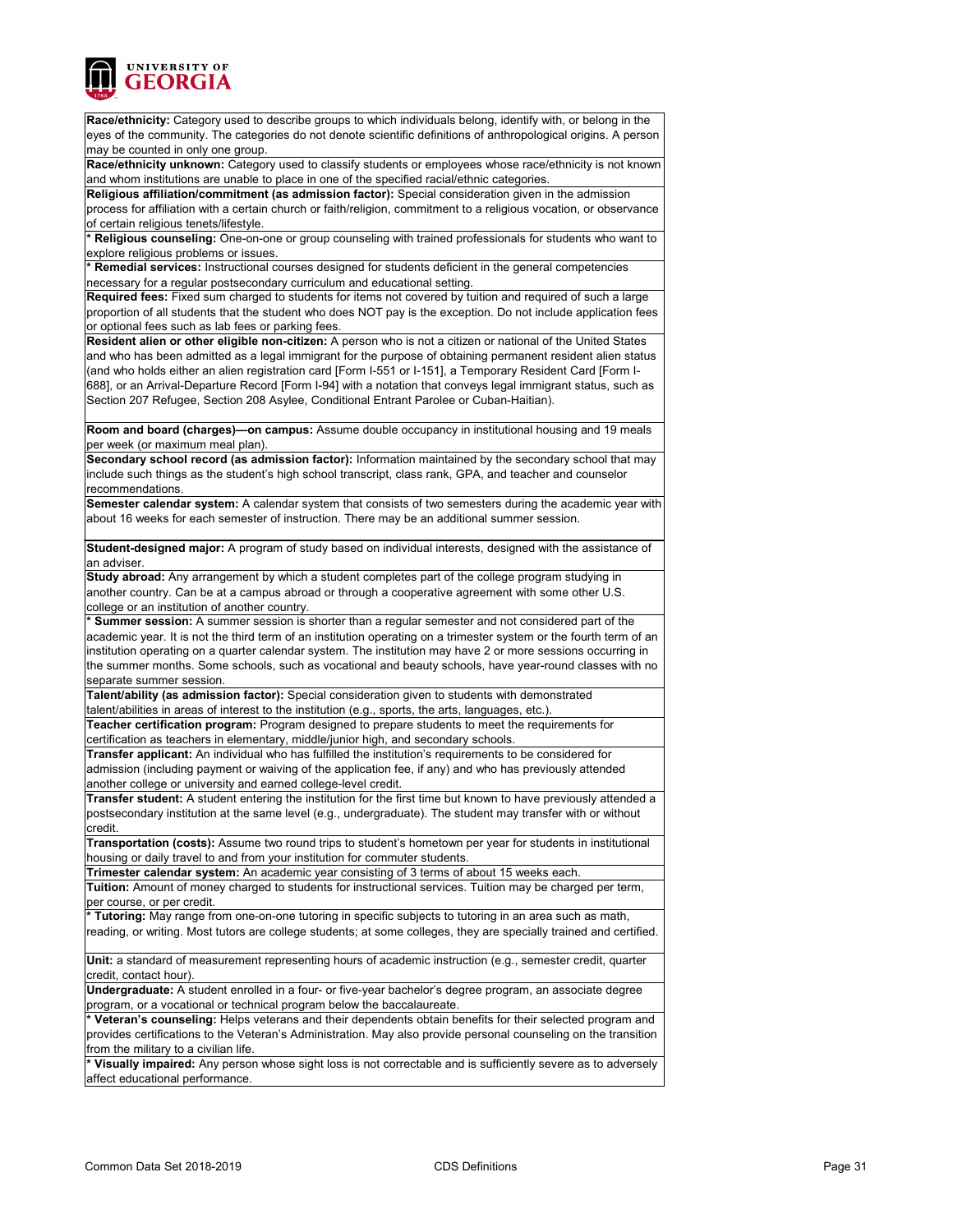**Race/ethnicity:** Category used to describe groups to which individuals belong, identify with, or belong in the eyes of the community. The categories do not denote scientific definitions of anthropological origins. A person may be counted in only one group.

**Race/ethnicity unknown:** Category used to classify students or employees whose race/ethnicity is not known and whom institutions are unable to place in one of the specified racial/ethnic categories.

**Religious affiliation/commitment (as admission factor):** Special consideration given in the admission process for affiliation with a certain church or faith/religion, commitment to a religious vocation, or observance of certain religious tenets/lifestyle.

* **Religious counseling:** One-on-one or group counseling with trained professionals for students who want to explore religious problems or issues.

* **Remedial services:** Instructional courses designed for students deficient in the general competencies necessary for a regular postsecondary curriculum and educational setting.

**Required fees:** Fixed sum charged to students for items not covered by tuition and required of such a large proportion of all students that the student who does NOT pay is the exception. Do not include application fees or optional fees such as lab fees or parking fees.

**Resident alien or other eligible non-citizen:** A person who is not a citizen or national of the United States and who has been admitted as a legal immigrant for the purpose of obtaining permanent resident alien status (and who holds either an alien registration card [Form I-551 or I-151], a Temporary Resident Card [Form I-688], or an Arrival-Departure Record [Form I-94] with a notation that conveys legal immigrant status, such as Section 207 Refugee, Section 208 Asylee, Conditional Entrant Parolee or Cuban-Haitian).

**Room and board (charges)—on campus:** Assume double occupancy in institutional housing and 19 meals per week (or maximum meal plan).

**Secondary school record (as admission factor):** Information maintained by the secondary school that may include such things as the student's high school transcript, class rank, GPA, and teacher and counselor recommendations.

**Semester calendar system:** A calendar system that consists of two semesters during the academic year with about 16 weeks for each semester of instruction. There may be an additional summer session.

**Student-designed major:** A program of study based on individual interests, designed with the assistance of an adviser.

**Study abroad:** Any arrangement by which a student completes part of the college program studying in another country. Can be at a campus abroad or through a cooperative agreement with some other U.S. college or an institution of another country.

* **Summer session:** A summer session is shorter than a regular semester and not considered part of the academic year. It is not the third term of an institution operating on a trimester system or the fourth term of an institution operating on a quarter calendar system. The institution may have 2 or more sessions occurring in the summer months. Some schools, such as vocational and beauty schools, have year-round classes with no separate summer session.

**Talent/ability (as admission factor):** Special consideration given to students with demonstrated talent/abilities in areas of interest to the institution (e.g., sports, the arts, languages, etc.).

**Teacher certification program:** Program designed to prepare students to meet the requirements for certification as teachers in elementary, middle/junior high, and secondary schools.

**Transfer applicant:** An individual who has fulfilled the institution's requirements to be considered for admission (including payment or waiving of the application fee, if any) and who has previously attended another college or university and earned college-level credit.

**Transfer student:** A student entering the institution for the first time but known to have previously attended a postsecondary institution at the same level (e.g., undergraduate). The student may transfer with or without credit.

**Transportation (costs):** Assume two round trips to student's hometown per year for students in institutional housing or daily travel to and from your institution for commuter students.

**Trimester calendar system:** An academic year consisting of 3 terms of about 15 weeks each.

**Tuition:** Amount of money charged to students for instructional services. Tuition may be charged per term, per course, or per credit.

* **Tutoring:** May range from one-on-one tutoring in specific subjects to tutoring in an area such as math, reading, or writing. Most tutors are college students; at some colleges, they are specially trained and certified.

**Unit:** a standard of measurement representing hours of academic instruction (e.g., semester credit, quarter credit, contact hour).

**Undergraduate:** A student enrolled in a four- or five-year bachelor's degree program, an associate degree program, or a vocational or technical program below the baccalaureate.

* **Veteran's counseling:** Helps veterans and their dependents obtain benefits for their selected program and provides certifications to the Veteran's Administration. May also provide personal counseling on the transition from the military to a civilian life.

* **Visually impaired:** Any person whose sight loss is not correctable and is sufficiently severe as to adversely affect educational performance.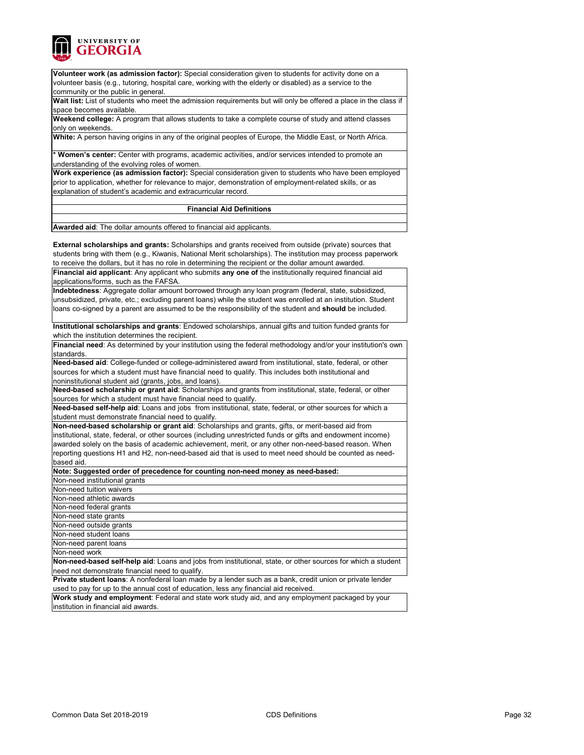**Volunteer work (as admission factor):** Special consideration given to students for activity done on a volunteer basis (e.g., tutoring, hospital care, working with the elderly or disabled) as a service to the community or the public in general.

**Wait list:** List of students who meet the admission requirements but will only be offered a place in the class if space becomes available.

**Weekend college:** A program that allows students to take a complete course of study and attend classes only on weekends.

**White:** A person having origins in any of the original peoples of Europe, the Middle East, or North Africa.

* **Women's center:** Center with programs, academic activities, and/or services intended to promote an understanding of the evolving roles of women.

**Work experience (as admission factor):** Special consideration given to students who have been employed prior to application, whether for relevance to major, demonstration of employment-related skills, or as explanation of student's academic and extracurricular record.

## Financial Aid Definitions

**Awarded aid**: The dollar amounts offered to financial aid applicants.

**External scholarships and grants:** Scholarships and grants received from outside (private) sources that students bring with them (e.g., Kiwanis, National Merit scholarships). The institution may process paperwork to receive the dollars, but it has no role in determining the recipient or the dollar amount awarded.

**Financial aid applicant**: Any applicant who submits **any one of** the institutionally required financial aid applications/forms, such as the FAFSA.

**Indebtedness**: Aggregate dollar amount borrowed through any loan program (federal, state, subsidized, unsubsidized, private, etc.; excluding parent loans) while the student was enrolled at an institution. Student loans co-signed by a parent are assumed to be the responsibility of the student and **should** be included.

**Institutional scholarships and grants**: Endowed scholarships, annual gifts and tuition funded grants for which the institution determines the recipient.

**Financial need**: As determined by your institution using the federal methodology and/or your institution's own standards.

**Need-based aid**: College-funded or college-administered award from institutional, state, federal, or other sources for which a student must have financial need to qualify. This includes both institutional and noninstitutional student aid (grants, jobs, and loans).

**Need-based scholarship or grant aid**: Scholarships and grants from institutional, state, federal, or other sources for which a student must have financial need to qualify.

**Need-based self-help aid**: Loans and jobs from institutional, state, federal, or other sources for which a student must demonstrate financial need to qualify.

**Non-need-based scholarship or grant aid**: Scholarships and grants, gifts, or merit-based aid from institutional, state, federal, or other sources (including unrestricted funds or gifts and endowment income) awarded solely on the basis of academic achievement, merit, or any other non-need-based reason. When reporting questions H1 and H2, non-need-based aid that is used to meet need should be counted as need-based aid.

**Note: Suggested order of precedence for counting non-need money as need-based:**

- Non-need institutional grants
- Non-need tuition waivers
- Non-need athletic awards
- Non-need federal grants
- Non-need state grants
- Non-need outside grants
- Non-need student loans
- Non-need parent loans
- Non-need work

**Non-need-based self-help aid**: Loans and jobs from institutional, state, or other sources for which a student need not demonstrate financial need to qualify.

**Private student loans**: A nonfederal loan made by a lender such as a bank, credit union or private lender used to pay for up to the annual cost of education, less any financial aid received.

**Work study and employment**: Federal and state work study aid, and any employment packaged by your institution in financial aid awards.